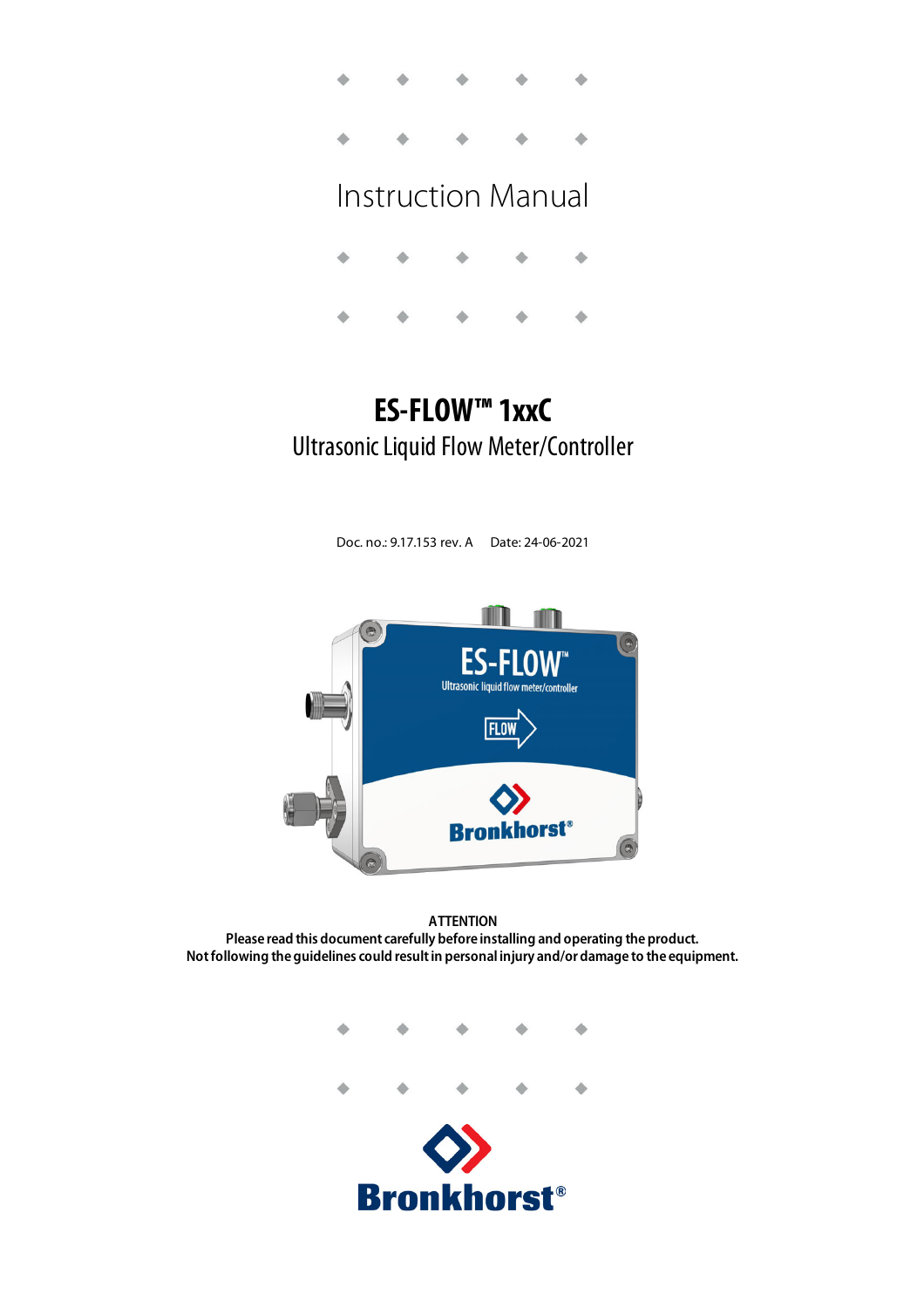# Instruction Manual

# ES-FLOW™ 1xxC

## Ultrasonic Liquid Flow Meter/Controller

Doc. no.: 9.17.153 rev. A    Date: 24-06-2021

**ATTENTION**
**Please read this document carefully before installing and operating the product.**
**Not following the guidelines could result in personal injury and/or damage to the equipment.**

**Bronkhorst®**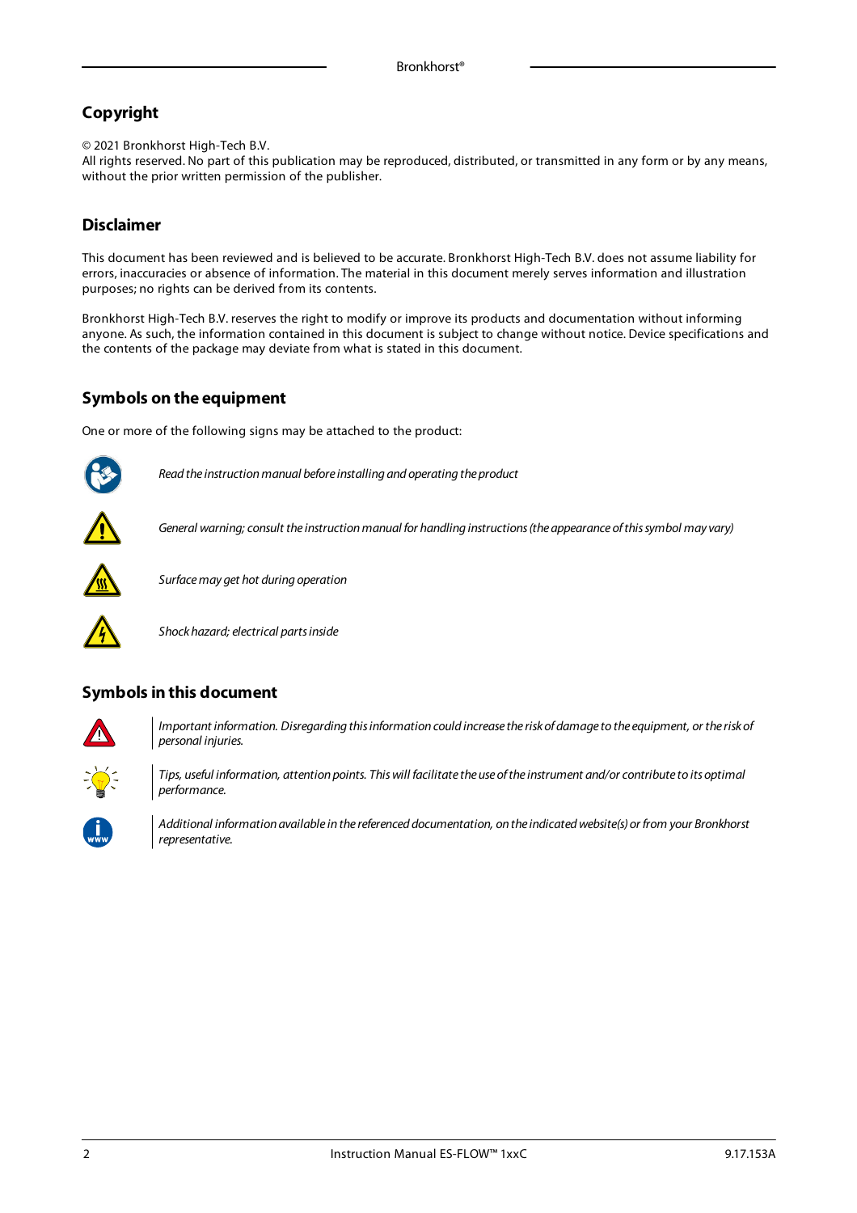## Copyright

© 2021 Bronkhorst High-Tech B.V.
All rights reserved. No part of this publication may be reproduced, distributed, or transmitted in any form or by any means, without the prior written permission of the publisher.

## Disclaimer

This document has been reviewed and is believed to be accurate. Bronkhorst High-Tech B.V. does not assume liability for errors, inaccuracies or absence of information. The material in this document merely serves information and illustration purposes; no rights can be derived from its contents.

Bronkhorst High-Tech B.V. reserves the right to modify or improve its products and documentation without informing anyone. As such, the information contained in this document is subject to change without notice. Device specifications and the contents of the package may deviate from what is stated in this document.

## Symbols on the equipment

One or more of the following signs may be attached to the product:

*Read the instruction manual before installing and operating the product*

*General warning; consult the instruction manual for handling instructions (the appearance of this symbol may vary)*

*Surface may get hot during operation*

*Shock hazard; electrical parts inside*

## Symbols in this document

*Important information. Disregarding this information could increase the risk of damage to the equipment, or the risk of personal injuries.*

*Tips, useful information, attention points. This will facilitate the use of the instrument and/or contribute to its optimal performance.*

*Additional information available in the referenced documentation, on the indicated website(s) or from your Bronkhorst representative.*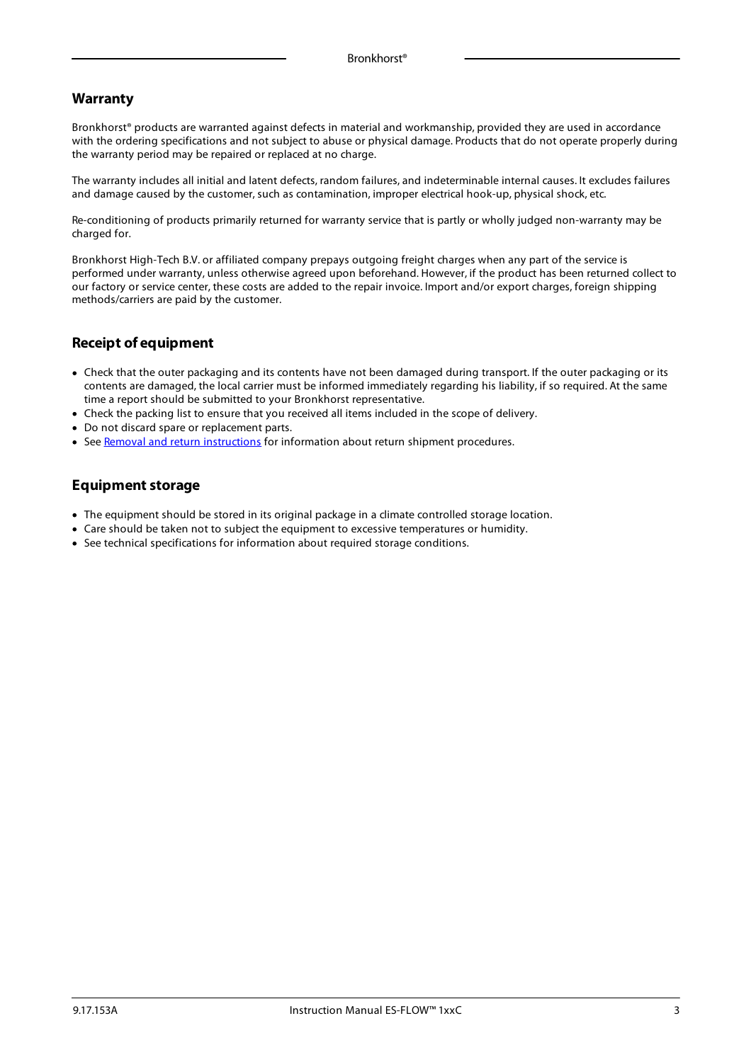## Warranty

Bronkhorst® products are warranted against defects in material and workmanship, provided they are used in accordance with the ordering specifications and not subject to abuse or physical damage. Products that do not operate properly during the warranty period may be repaired or replaced at no charge.

The warranty includes all initial and latent defects, random failures, and indeterminable internal causes. It excludes failures and damage caused by the customer, such as contamination, improper electrical hook-up, physical shock, etc.

Re-conditioning of products primarily returned for warranty service that is partly or wholly judged non-warranty may be charged for.

Bronkhorst High-Tech B.V. or affiliated company prepays outgoing freight charges when any part of the service is performed under warranty, unless otherwise agreed upon beforehand. However, if the product has been returned collect to our factory or service center, these costs are added to the repair invoice. Import and/or export charges, foreign shipping methods/carriers are paid by the customer.

## Receipt of equipment

- Check that the outer packaging and its contents have not been damaged during transport. If the outer packaging or its contents are damaged, the local carrier must be informed immediately regarding his liability, if so required. At the same time a report should be submitted to your Bronkhorst representative.
- Check the packing list to ensure that you received all items included in the scope of delivery.
- Do not discard spare or replacement parts.
- See Removal and return instructions for information about return shipment procedures.

## Equipment storage

- The equipment should be stored in its original package in a climate controlled storage location.
- Care should be taken not to subject the equipment to excessive temperatures or humidity.
- See technical specifications for information about required storage conditions.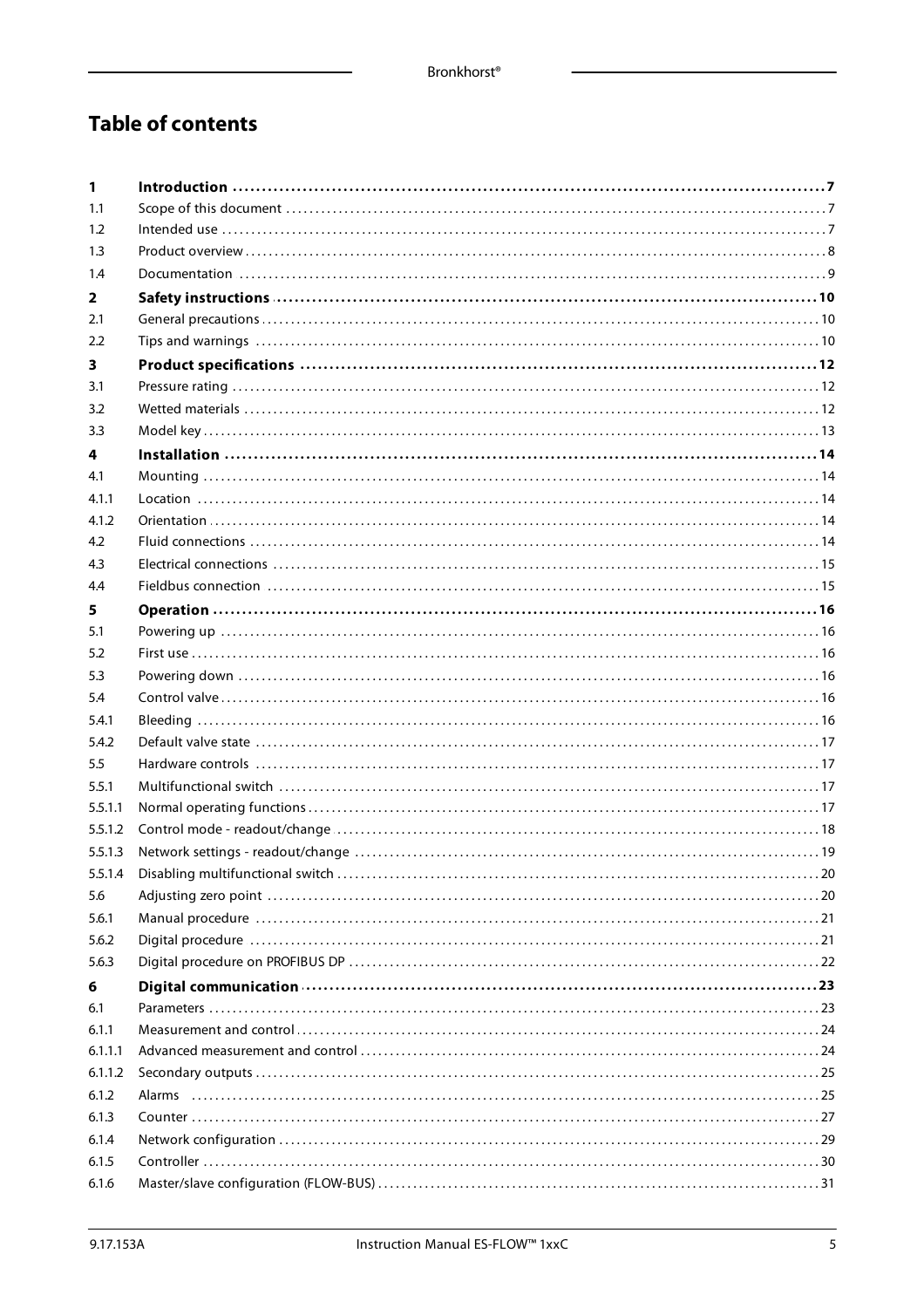# Table of contents

| | | |
|---|---|---|
| **1** | **Introduction** | **7** |
| 1.1 | Scope of this document | 7 |
| 1.2 | Intended use | 7 |
| 1.3 | Product overview | 8 |
| 1.4 | Documentation | 9 |
| **2** | **Safety instructions** | **10** |
| 2.1 | General precautions | 10 |
| 2.2 | Tips and warnings | 10 |
| **3** | **Product specifications** | **12** |
| 3.1 | Pressure rating | 12 |
| 3.2 | Wetted materials | 12 |
| 3.3 | Model key | 13 |
| **4** | **Installation** | **14** |
| 4.1 | Mounting | 14 |
| 4.1.1 | Location | 14 |
| 4.1.2 | Orientation | 14 |
| 4.2 | Fluid connections | 14 |
| 4.3 | Electrical connections | 15 |
| 4.4 | Fieldbus connection | 15 |
| **5** | **Operation** | **16** |
| 5.1 | Powering up | 16 |
| 5.2 | First use | 16 |
| 5.3 | Powering down | 16 |
| 5.4 | Control valve | 16 |
| 5.4.1 | Bleeding | 16 |
| 5.4.2 | Default valve state | 17 |
| 5.5 | Hardware controls | 17 |
| 5.5.1 | Multifunctional switch | 17 |
| 5.5.1.1 | Normal operating functions | 17 |
| 5.5.1.2 | Control mode - readout/change | 18 |
| 5.5.1.3 | Network settings - readout/change | 19 |
| 5.5.1.4 | Disabling multifunctional switch | 20 |
| 5.6 | Adjusting zero point | 20 |
| 5.6.1 | Manual procedure | 21 |
| 5.6.2 | Digital procedure | 21 |
| 5.6.3 | Digital procedure on PROFIBUS DP | 22 |
| **6** | **Digital communication** | **23** |
| 6.1 | Parameters | 23 |
| 6.1.1 | Measurement and control | 24 |
| 6.1.1.1 | Advanced measurement and control | 24 |
| 6.1.1.2 | Secondary outputs | 25 |
| 6.1.2 | Alarms | 25 |
| 6.1.3 | Counter | 27 |
| 6.1.4 | Network configuration | 29 |
| 6.1.5 | Controller | 30 |
| 6.1.6 | Master/slave configuration (FLOW-BUS) | 31 |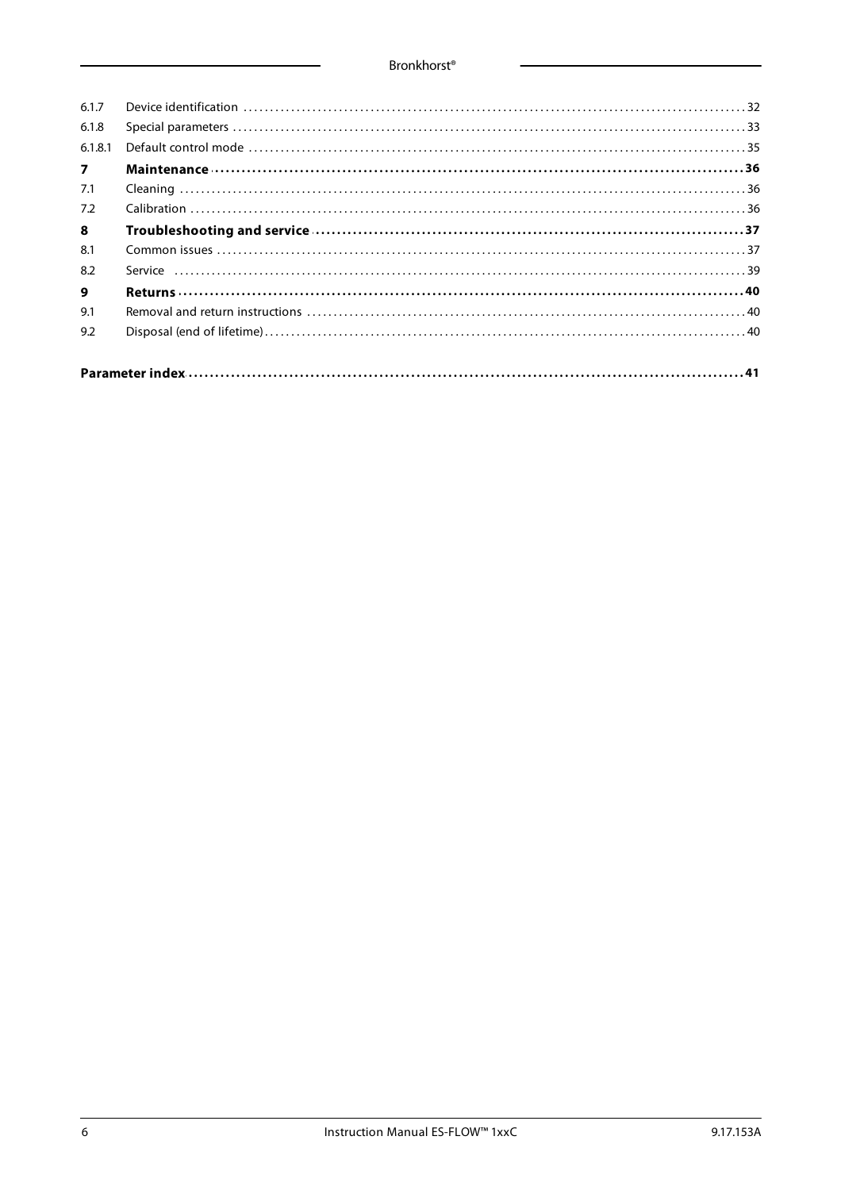| | | |
|---|---|---|
| 6.1.7 | Device identification | 32 |
| 6.1.8 | Special parameters | 33 |
| 6.1.8.1 | Default control mode | 35 |
| **7** | **Maintenance** | **36** |
| 7.1 | Cleaning | 36 |
| 7.2 | Calibration | 36 |
| **8** | **Troubleshooting and service** | **37** |
| 8.1 | Common issues | 37 |
| 8.2 | Service | 39 |
| **9** | **Returns** | **40** |
| 9.1 | Removal and return instructions | 40 |
| 9.2 | Disposal (end of lifetime) | 40 |
| **Parameter index** | | **41** |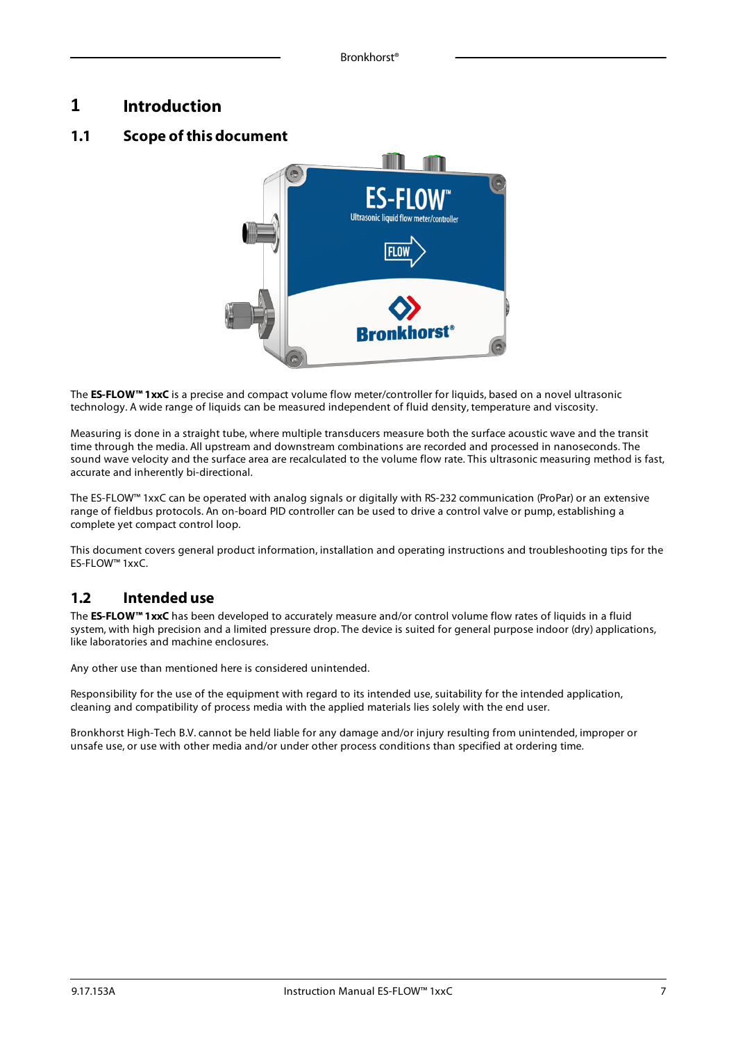# 1 Introduction

## 1.1 Scope of this document

The **ES-FLOW™ 1xxC** is a precise and compact volume flow meter/controller for liquids, based on a novel ultrasonic technology. A wide range of liquids can be measured independent of fluid density, temperature and viscosity.

Measuring is done in a straight tube, where multiple transducers measure both the surface acoustic wave and the transit time through the media. All upstream and downstream combinations are recorded and processed in nanoseconds. The sound wave velocity and the surface area are recalculated to the volume flow rate. This ultrasonic measuring method is fast, accurate and inherently bi-directional.

The ES-FLOW™ 1xxC can be operated with analog signals or digitally with RS-232 communication (ProPar) or an extensive range of fieldbus protocols. An on-board PID controller can be used to drive a control valve or pump, establishing a complete yet compact control loop.

This document covers general product information, installation and operating instructions and troubleshooting tips for the ES-FLOW™ 1xxC.

## 1.2 Intended use

The **ES-FLOW™ 1xxC** has been developed to accurately measure and/or control volume flow rates of liquids in a fluid system, with high precision and a limited pressure drop. The device is suited for general purpose indoor (dry) applications, like laboratories and machine enclosures.

Any other use than mentioned here is considered unintended.

Responsibility for the use of the equipment with regard to its intended use, suitability for the intended application, cleaning and compatibility of process media with the applied materials lies solely with the end user.

Bronkhorst High-Tech B.V. cannot be held liable for any damage and/or injury resulting from unintended, improper or unsafe use, or use with other media and/or under other process conditions than specified at ordering time.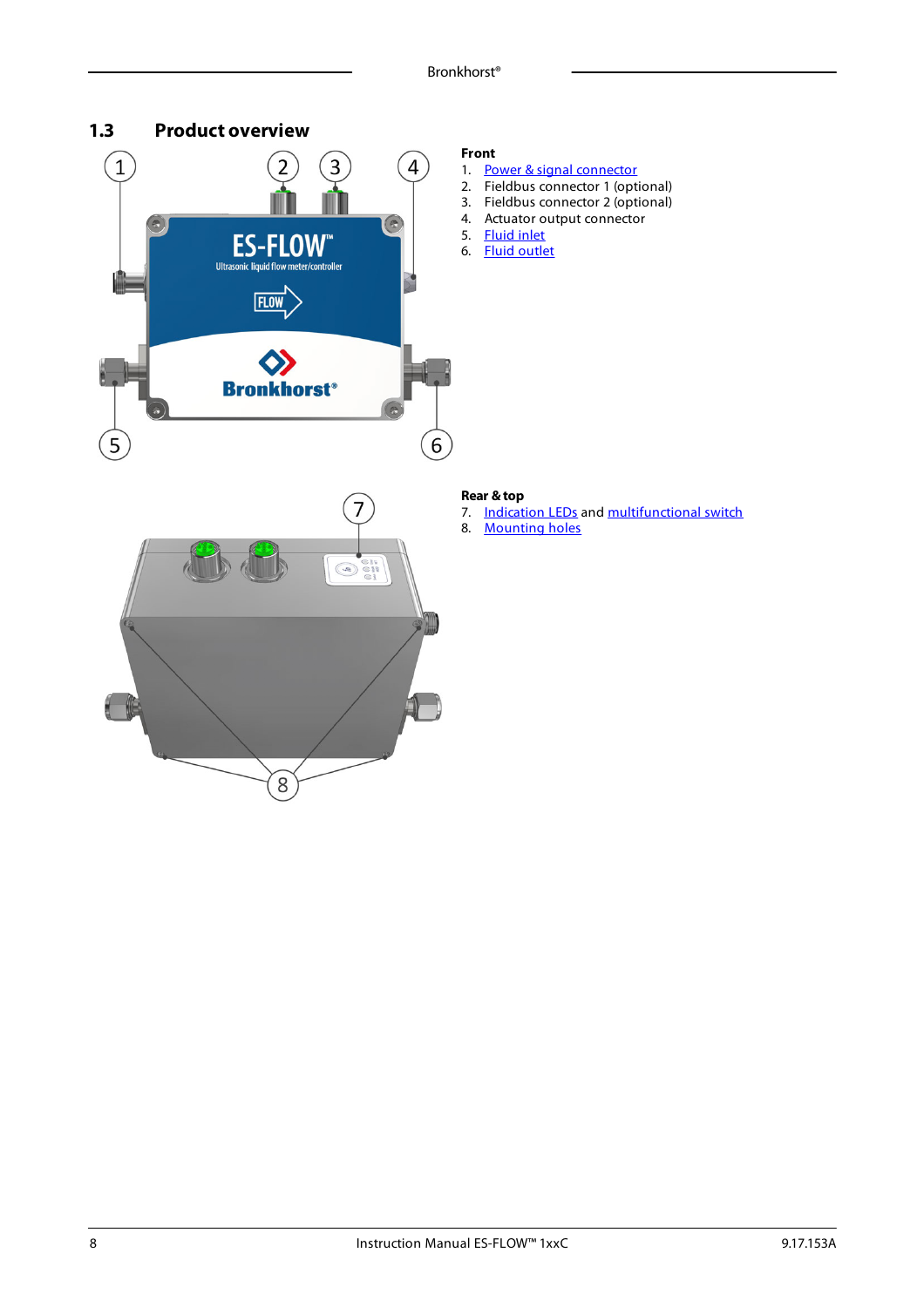## 1.3 Product overview

**Front**

1. Power & signal connector
2. Fieldbus connector 1 (optional)
3. Fieldbus connector 2 (optional)
4. Actuator output connector
5. Fluid inlet
6. Fluid outlet

**Rear & top**

7. Indication LEDs and multifunctional switch
8. Mounting holes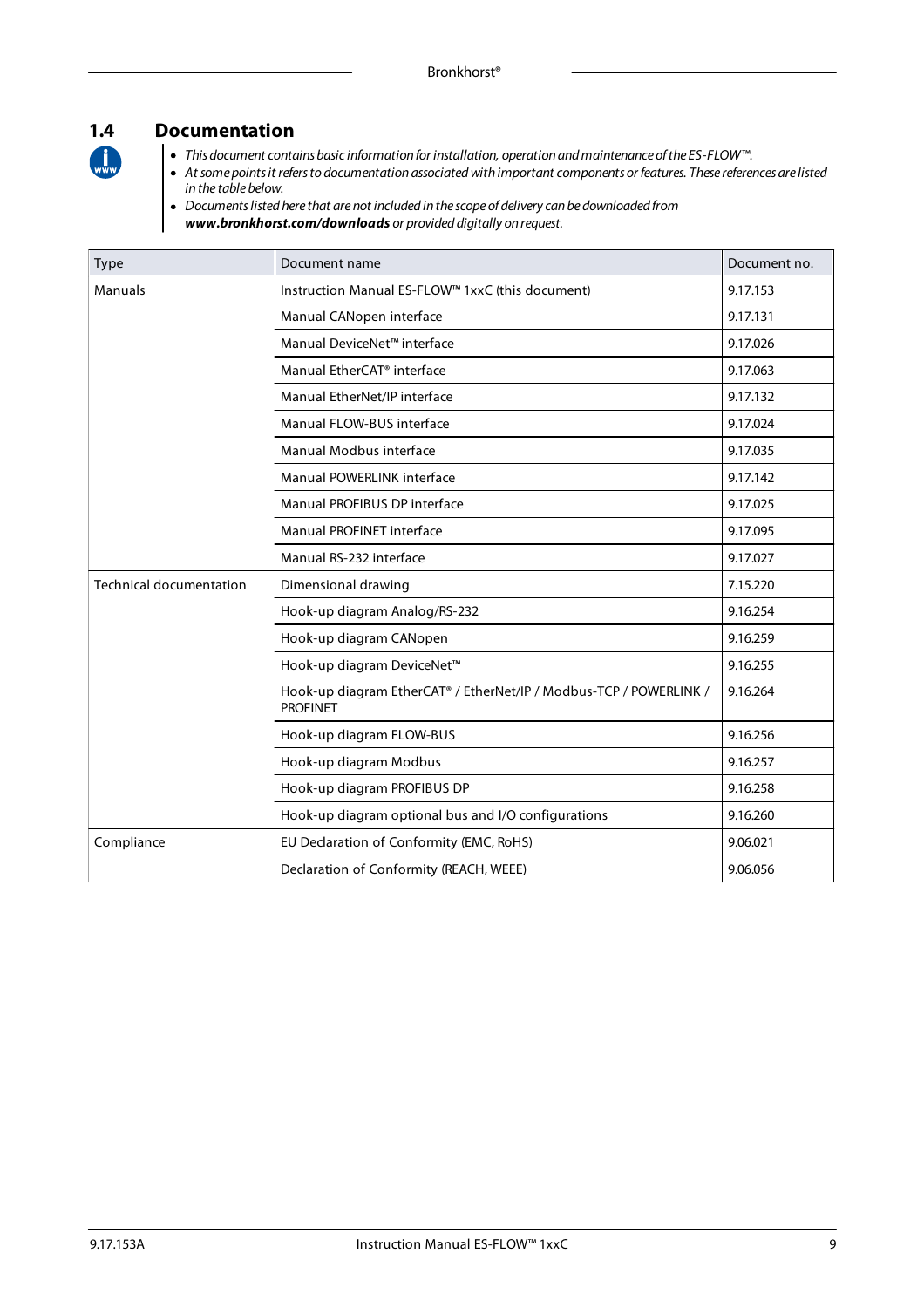## 1.4 Documentation

- *This document contains basic information for installation, operation and maintenance of the ES-FLOW™.*
- *At some points it refers to documentation associated with important components or features. These references are listed in the table below.*
- *Documents listed here that are not included in the scope of delivery can be downloaded from **www.bronkhorst.com/downloads** or provided digitally on request.*

| Type | Document name | Document no. |
|---|---|---|
| Manuals | Instruction Manual ES-FLOW™ 1xxC (this document) | 9.17.153 |
| | Manual CANopen interface | 9.17.131 |
| | Manual DeviceNet™ interface | 9.17.026 |
| | Manual EtherCAT® interface | 9.17.063 |
| | Manual EtherNet/IP interface | 9.17.132 |
| | Manual FLOW-BUS interface | 9.17.024 |
| | Manual Modbus interface | 9.17.035 |
| | Manual POWERLINK interface | 9.17.142 |
| | Manual PROFIBUS DP interface | 9.17.025 |
| | Manual PROFINET interface | 9.17.095 |
| | Manual RS-232 interface | 9.17.027 |
| Technical documentation | Dimensional drawing | 7.15.220 |
| | Hook-up diagram Analog/RS-232 | 9.16.254 |
| | Hook-up diagram CANopen | 9.16.259 |
| | Hook-up diagram DeviceNet™ | 9.16.255 |
| | Hook-up diagram EtherCAT® / EtherNet/IP / Modbus-TCP / POWERLINK / PROFINET | 9.16.264 |
| | Hook-up diagram FLOW-BUS | 9.16.256 |
| | Hook-up diagram Modbus | 9.16.257 |
| | Hook-up diagram PROFIBUS DP | 9.16.258 |
| | Hook-up diagram optional bus and I/O configurations | 9.16.260 |
| Compliance | EU Declaration of Conformity (EMC, RoHS) | 9.06.021 |
| | Declaration of Conformity (REACH, WEEE) | 9.06.056 |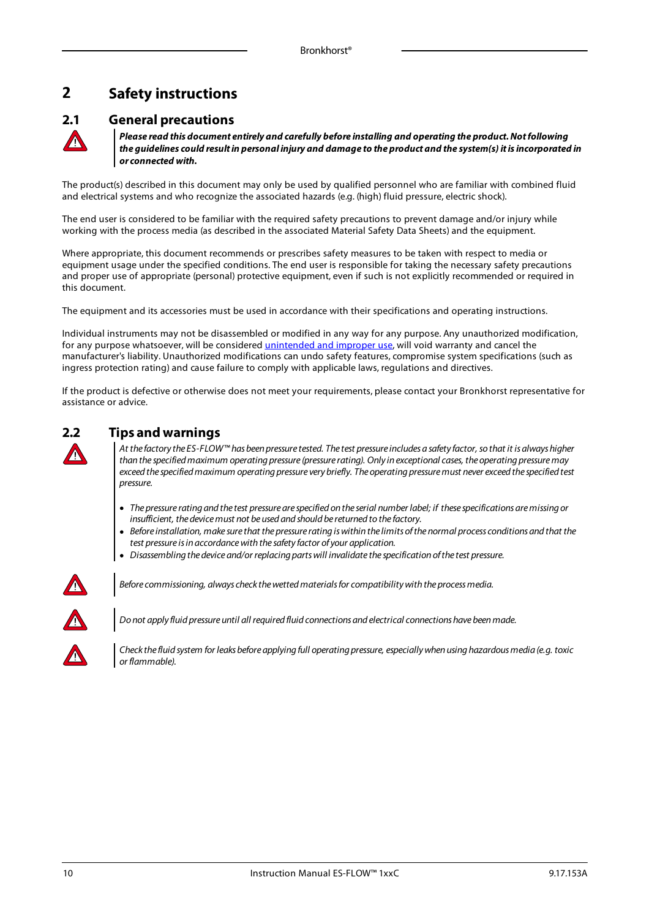# 2 Safety instructions

## 2.1 General precautions

***Please read this document entirely and carefully before installing and operating the product. Not following the guidelines could result in personal injury and damage to the product and the system(s) it is incorporated in or connected with.***

The product(s) described in this document may only be used by qualified personnel who are familiar with combined fluid and electrical systems and who recognize the associated hazards (e.g. (high) fluid pressure, electric shock).

The end user is considered to be familiar with the required safety precautions to prevent damage and/or injury while working with the process media (as described in the associated Material Safety Data Sheets) and the equipment.

Where appropriate, this document recommends or prescribes safety measures to be taken with respect to media or equipment usage under the specified conditions. The end user is responsible for taking the necessary safety precautions and proper use of appropriate (personal) protective equipment, even if such is not explicitly recommended or required in this document.

The equipment and its accessories must be used in accordance with their specifications and operating instructions.

Individual instruments may not be disassembled or modified in any way for any purpose. Any unauthorized modification, for any purpose whatsoever, will be considered unintended and improper use, will void warranty and cancel the manufacturer's liability. Unauthorized modifications can undo safety features, compromise system specifications (such as ingress protection rating) and cause failure to comply with applicable laws, regulations and directives.

If the product is defective or otherwise does not meet your requirements, please contact your Bronkhorst representative for assistance or advice.

## 2.2 Tips and warnings

*At the factory the ES-FLOW™ has been pressure tested. The test pressure includes a safety factor, so that it is always higher than the specified maximum operating pressure (pressure rating). Only in exceptional cases, the operating pressure may exceed the specified maximum operating pressure very briefly. The operating pressure must never exceed the specified test pressure.*

- *The pressure rating and the test pressure are specified on the serial number label; if these specifications are missing or insufficient, the device must not be used and should be returned to the factory.*
- *Before installation, make sure that the pressure rating is within the limits of the normal process conditions and that the test pressure is in accordance with the safety factor of your application.*
- *Disassembling the device and/or replacing parts will invalidate the specification of the test pressure.*

*Before commissioning, always check the wetted materials for compatibility with the process media.*

*Do not apply fluid pressure until all required fluid connections and electrical connections have been made.*

*Check the fluid system for leaks before applying full operating pressure, especially when using hazardous media (e.g. toxic or flammable).*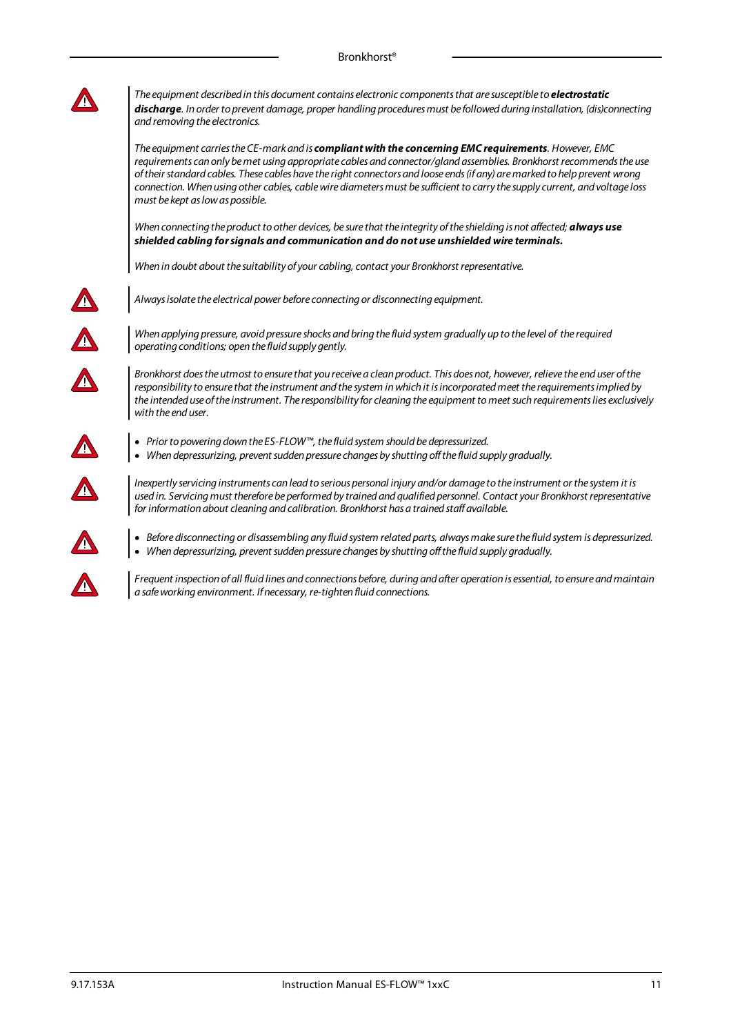*The equipment described in this document contains electronic components that are susceptible to **electrostatic discharge**. In order to prevent damage, proper handling procedures must be followed during installation, (dis)connecting and removing the electronics.*

*The equipment carries the CE-mark and is **compliant with the concerning EMC requirements**. However, EMC requirements can only be met using appropriate cables and connector/gland assemblies. Bronkhorst recommends the use of their standard cables. These cables have the right connectors and loose ends (if any) are marked to help prevent wrong connection. When using other cables, cable wire diameters must be sufficient to carry the supply current, and voltage loss must be kept as low as possible.*

*When connecting the product to other devices, be sure that the integrity of the shielding is not affected; **always use shielded cabling for signals and communication and do not use unshielded wire terminals.***

*When in doubt about the suitability of your cabling, contact your Bronkhorst representative.*

*Always isolate the electrical power before connecting or disconnecting equipment.*

*When applying pressure, avoid pressure shocks and bring the fluid system gradually up to the level of the required operating conditions; open the fluid supply gently.*

*Bronkhorst does the utmost to ensure that you receive a clean product. This does not, however, relieve the end user of the responsibility to ensure that the instrument and the system in which it is incorporated meet the requirements implied by the intended use of the instrument. The responsibility for cleaning the equipment to meet such requirements lies exclusively with the end user.*

- *Prior to powering down the ES-FLOW™, the fluid system should be depressurized.*
- *When depressurizing, prevent sudden pressure changes by shutting off the fluid supply gradually.*

*Inexpertly servicing instruments can lead to serious personal injury and/or damage to the instrument or the system it is used in. Servicing must therefore be performed by trained and qualified personnel. Contact your Bronkhorst representative for information about cleaning and calibration. Bronkhorst has a trained staff available.*

- *Before disconnecting or disassembling any fluid system related parts, always make sure the fluid system is depressurized.*
- *When depressurizing, prevent sudden pressure changes by shutting off the fluid supply gradually.*

*Frequent inspection of all fluid lines and connections before, during and after operation is essential, to ensure and maintain a safe working environment. If necessary, re-tighten fluid connections.*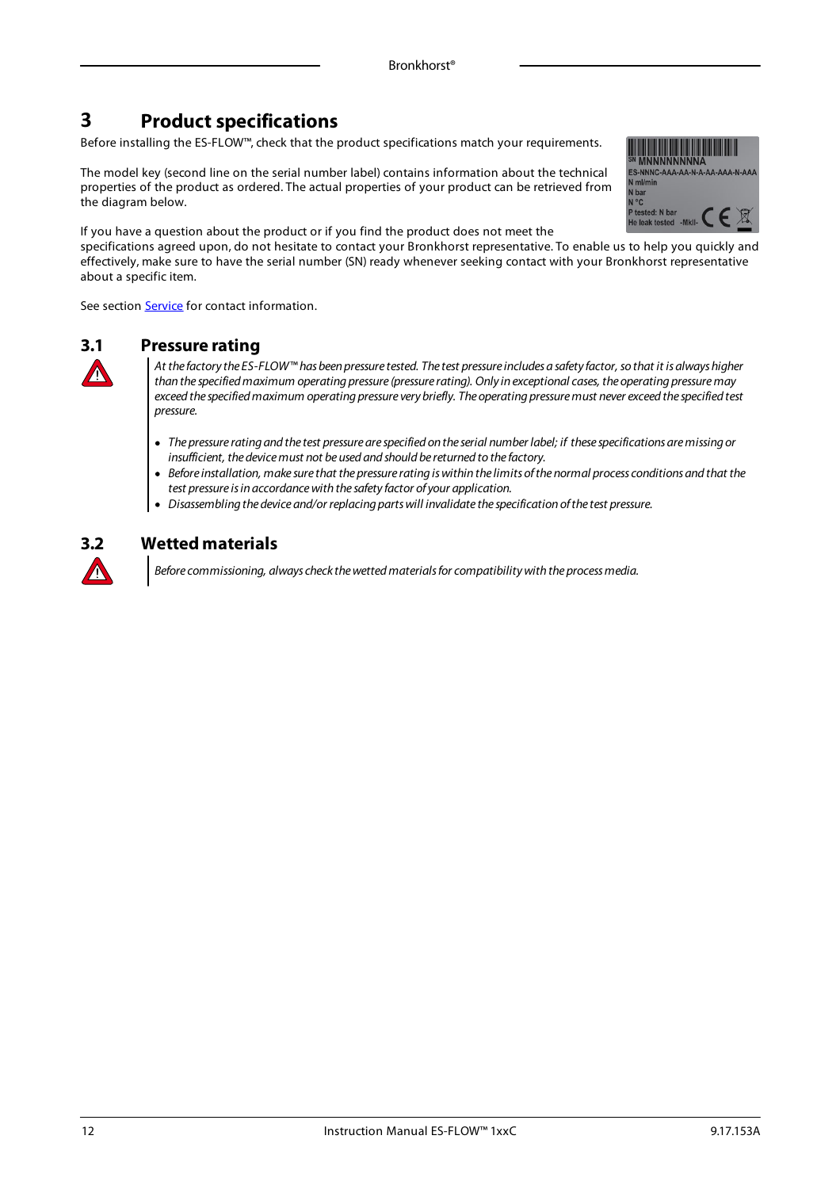# 3 Product specifications

Before installing the ES-FLOW™, check that the product specifications match your requirements.

The model key (second line on the serial number label) contains information about the technical properties of the product as ordered. The actual properties of your product can be retrieved from the diagram below.

If you have a question about the product or if you find the product does not meet the specifications agreed upon, do not hesitate to contact your Bronkhorst representative. To enable us to help you quickly and effectively, make sure to have the serial number (SN) ready whenever seeking contact with your Bronkhorst representative about a specific item.

See section Service for contact information.

## 3.1 Pressure rating

*At the factory the ES-FLOW™ has been pressure tested. The test pressure includes a safety factor, so that it is always higher than the specified maximum operating pressure (pressure rating). Only in exceptional cases, the operating pressure may exceed the specified maximum operating pressure very briefly. The operating pressure must never exceed the specified test pressure.*

- *The pressure rating and the test pressure are specified on the serial number label; if these specifications are missing or insufficient, the device must not be used and should be returned to the factory.*
- *Before installation, make sure that the pressure rating is within the limits of the normal process conditions and that the test pressure is in accordance with the safety factor of your application.*
- *Disassembling the device and/or replacing parts will invalidate the specification of the test pressure.*

## 3.2 Wetted materials

*Before commissioning, always check the wetted materials for compatibility with the process media.*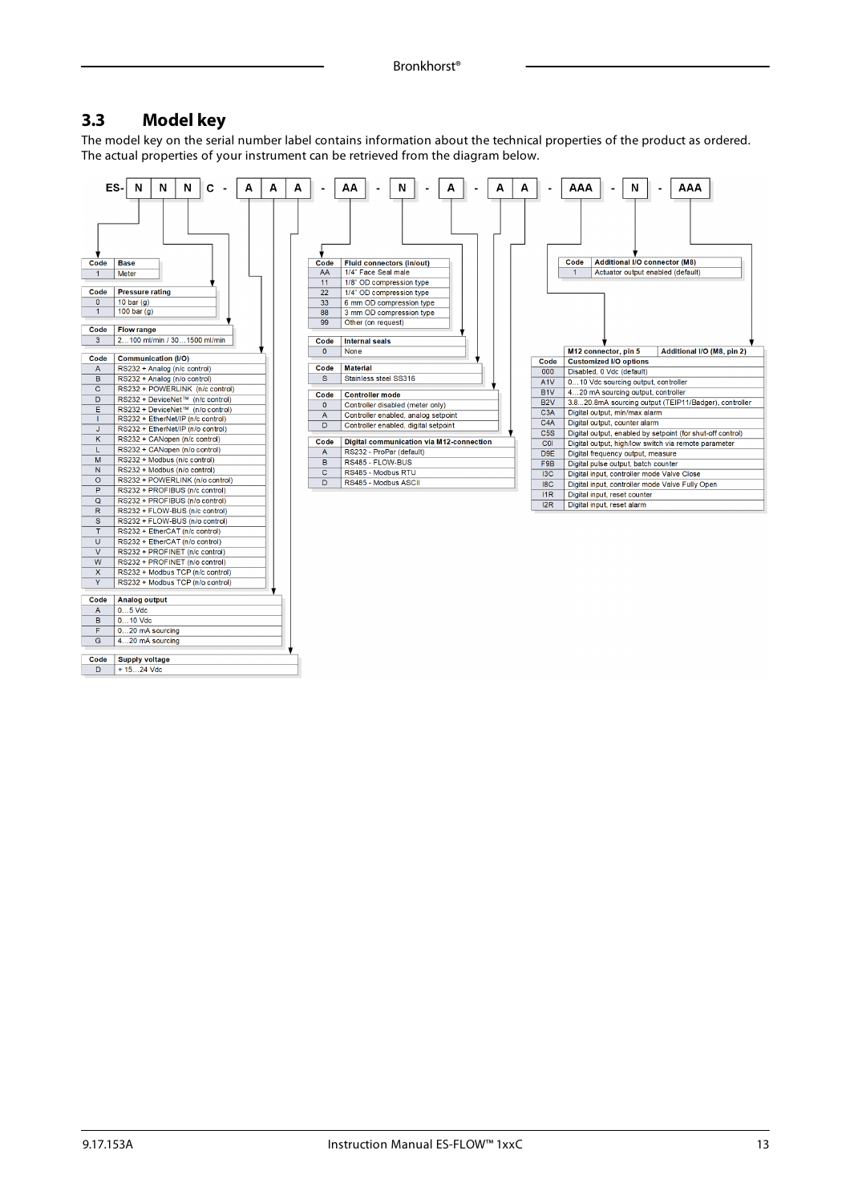## 3.3 Model key

The model key on the serial number label contains information about the technical properties of the product as ordered. The actual properties of your instrument can be retrieved from the diagram below.

ES- N N N C - A A A - AA - N - A - A A - AAA - N - AAA

| Code | Base |
|---|---|
| 1 | Meter |

| Code | Pressure rating |
|---|---|
| 0 | 10 bar (g) |
| 1 | 100 bar (g) |

| Code | Flow range |
|---|---|
| 3 | 2…100 ml/min / 30…1500 ml/min |

| Code | Communication (I/O) |
|---|---|
| A | RS232 + Analog (n/c control) |
| B | RS232 + Analog (n/o control) |
| C | RS232 + POWERLINK (n/c control) |
| D | RS232 + DeviceNet™ (n/c control) |
| E | RS232 + DeviceNet™ (n/o control) |
| I | RS232 + EtherNet/IP (n/c control) |
| J | RS232 + EtherNet/IP (n/o control) |
| K | RS232 + CANopen (n/c control) |
| L | RS232 + CANopen (n/o control) |
| M | RS232 + Modbus (n/c control) |
| N | RS232 + Modbus (n/o control) |
| O | RS232 + POWERLINK (n/o control) |
| P | RS232 + PROFIBUS (n/c control) |
| Q | RS232 + PROFIBUS (n/o control) |
| R | RS232 + FLOW-BUS (n/c control) |
| S | RS232 + FLOW-BUS (n/o control) |
| T | RS232 + EtherCAT (n/c control) |
| U | RS232 + EtherCAT (n/o control) |
| V | RS232 + PROFINET (n/c control) |
| W | RS232 + PROFINET (n/o control) |
| X | RS232 + Modbus TCP (n/c control) |
| Y | RS232 + Modbus TCP (n/o control) |

| Code | Analog output |
|---|---|
| A | 0…5 Vdc |
| B | 0…10 Vdc |
| F | 0…20 mA sourcing |
| G | 4…20 mA sourcing |

| Code | Supply voltage |
|---|---|
| D | + 15…24 Vdc |

| Code | Fluid connectors (in/out) |
|---|---|
| AA | 1/4" Face Seal male |
| 11 | 1/8" OD compression type |
| 22 | 1/4" OD compression type |
| 33 | 6 mm OD compression type |
| 88 | 3 mm OD compression type |
| 99 | Other (on request) |

| Code | Internal seals |
|---|---|
| 0 | None |

| Code | Material |
|---|---|
| S | Stainless steel SS316 |

| Code | Controller mode |
|---|---|
| 0 | Controller disabled (meter only) |
| A | Controller enabled, analog setpoint |
| D | Controller enabled, digital setpoint |

| Code | Digital communication via M12-connection |
|---|---|
| A | RS232 - ProPar (default) |
| B | RS485 - FLOW-BUS |
| C | RS485 - Modbus RTU |
| D | RS485 - Modbus ASCII |

| Code | Additional I/O connector (M8) |
|---|---|
| 1 | Actuator output enabled (default) |

| Code | Customized I/O options (M12 connector, pin 5 / Additional I/O (M8, pin 2)) |
|---|---|
| 000 | Disabled, 0 Vdc (default) |
| A1V | 0…10 Vdc sourcing output, controller |
| B1V | 4…20 mA sourcing output, controller |
| B2V | 3.8…20.8mA sourcing output (TEIP11/Badger), controller |
| C3A | Digital output, min/max alarm |
| C4A | Digital output, counter alarm |
| C5S | Digital output, enabled by setpoint (for shut-off control) |
| C0I | Digital output, high/low switch via remote parameter |
| D9E | Digital frequency output, measure |
| F9B | Digital pulse output, batch counter |
| I3C | Digital input, controller mode Valve Close |
| I8C | Digital input, controller mode Valve Fully Open |
| I1R | Digital input, reset counter |
| I2R | Digital input, reset alarm |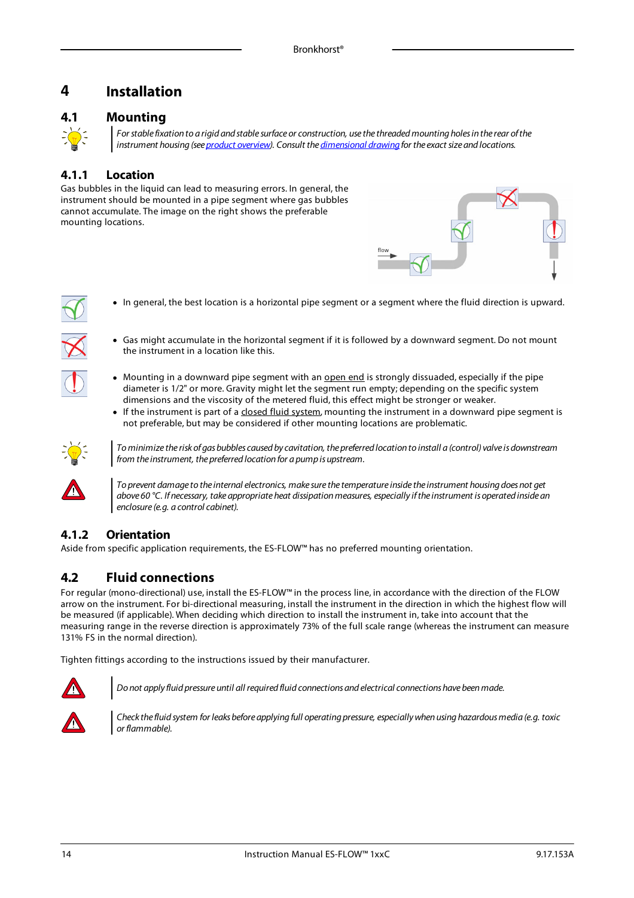# 4 Installation

## 4.1 Mounting

*For stable fixation to a rigid and stable surface or construction, use the threaded mounting holes in the rear of the instrument housing (see product overview). Consult the dimensional drawing for the exact size and locations.*

### 4.1.1 Location

Gas bubbles in the liquid can lead to measuring errors. In general, the instrument should be mounted in a pipe segment where gas bubbles cannot accumulate. The image on the right shows the preferable mounting locations.

- In general, the best location is a horizontal pipe segment or a segment where the fluid direction is upward.

- Gas might accumulate in the horizontal segment if it is followed by a downward segment. Do not mount the instrument in a location like this.

- Mounting in a downward pipe segment with an open end is strongly dissuaded, especially if the pipe diameter is 1/2" or more. Gravity might let the segment run empty; depending on the specific system dimensions and the viscosity of the metered fluid, this effect might be stronger or weaker.
- If the instrument is part of a closed fluid system, mounting the instrument in a downward pipe segment is not preferable, but may be considered if other mounting locations are problematic.

*To minimize the risk of gas bubbles caused by cavitation, the preferred location to install a (control) valve is downstream from the instrument, the preferred location for a pump is upstream.*

*To prevent damage to the internal electronics, make sure the temperature inside the instrument housing does not get above 60 °C. If necessary, take appropriate heat dissipation measures, especially if the instrument is operated inside an enclosure (e.g. a control cabinet).*

### 4.1.2 Orientation

Aside from specific application requirements, the ES-FLOW™ has no preferred mounting orientation.

## 4.2 Fluid connections

For regular (mono-directional) use, install the ES-FLOW™ in the process line, in accordance with the direction of the FLOW arrow on the instrument. For bi-directional measuring, install the instrument in the direction in which the highest flow will be measured (if applicable). When deciding which direction to install the instrument in, take into account that the measuring range in the reverse direction is approximately 73% of the full scale range (whereas the instrument can measure 131% FS in the normal direction).

Tighten fittings according to the instructions issued by their manufacturer.

*Do not apply fluid pressure until all required fluid connections and electrical connections have been made.*

*Check the fluid system for leaks before applying full operating pressure, especially when using hazardous media (e.g. toxic or flammable).*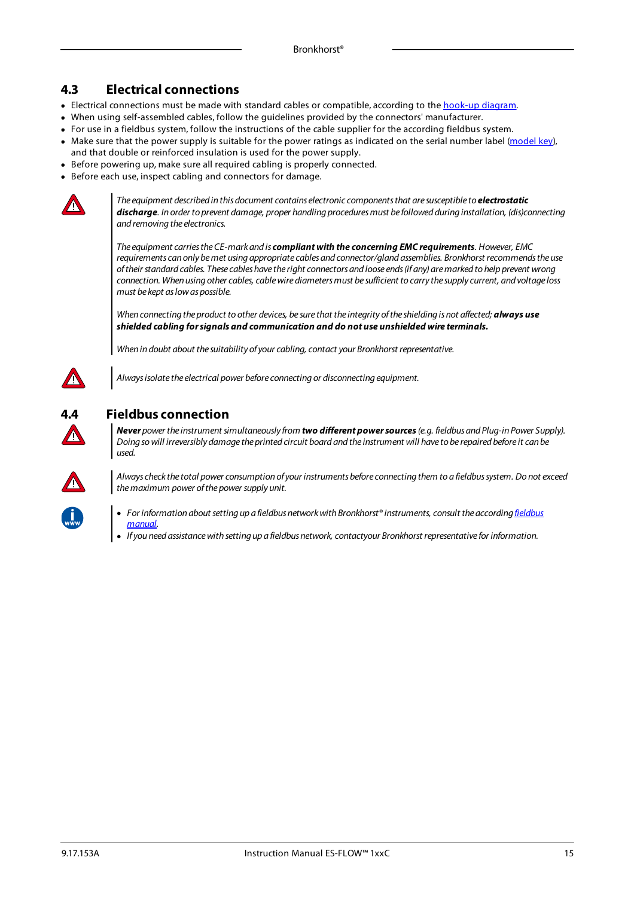## 4.3 Electrical connections

- Electrical connections must be made with standard cables or compatible, according to the hook-up diagram.
- When using self-assembled cables, follow the guidelines provided by the connectors' manufacturer.
- For use in a fieldbus system, follow the instructions of the cable supplier for the according fieldbus system.
- Make sure that the power supply is suitable for the power ratings as indicated on the serial number label (model key), and that double or reinforced insulation is used for the power supply.
- Before powering up, make sure all required cabling is properly connected.
- Before each use, inspect cabling and connectors for damage.

*The equipment described in this document contains electronic components that are susceptible to* ***electrostatic discharge****. In order to prevent damage, proper handling procedures must be followed during installation, (dis)connecting and removing the electronics.*

*The equipment carries the CE-mark and is* ***compliant with the concerning EMC requirements****. However, EMC requirements can only be met using appropriate cables and connector/gland assemblies. Bronkhorst recommends the use of their standard cables. These cables have the right connectors and loose ends (if any) are marked to help prevent wrong connection. When using other cables, cable wire diameters must be sufficient to carry the supply current, and voltage loss must be kept as low as possible.*

*When connecting the product to other devices, be sure that the integrity of the shielding is not affected;* ***always use shielded cabling for signals and communication and do not use unshielded wire terminals.***

*When in doubt about the suitability of your cabling, contact your Bronkhorst representative.*

*Always isolate the electrical power before connecting or disconnecting equipment.*

## 4.4 Fieldbus connection

***Never*** *power the instrument simultaneously from* ***two different power sources*** *(e.g. fieldbus and Plug-in Power Supply). Doing so will irreversibly damage the printed circuit board and the instrument will have to be repaired before it can be used.*

*Always check the total power consumption of your instruments before connecting them to a fieldbus system. Do not exceed the maximum power of the power supply unit.*

- *For information about setting up a fieldbus network with Bronkhorst® instruments, consult the according fieldbus manual.*
- *If you need assistance with setting up a fieldbus network, contactyour Bronkhorst representative for information.*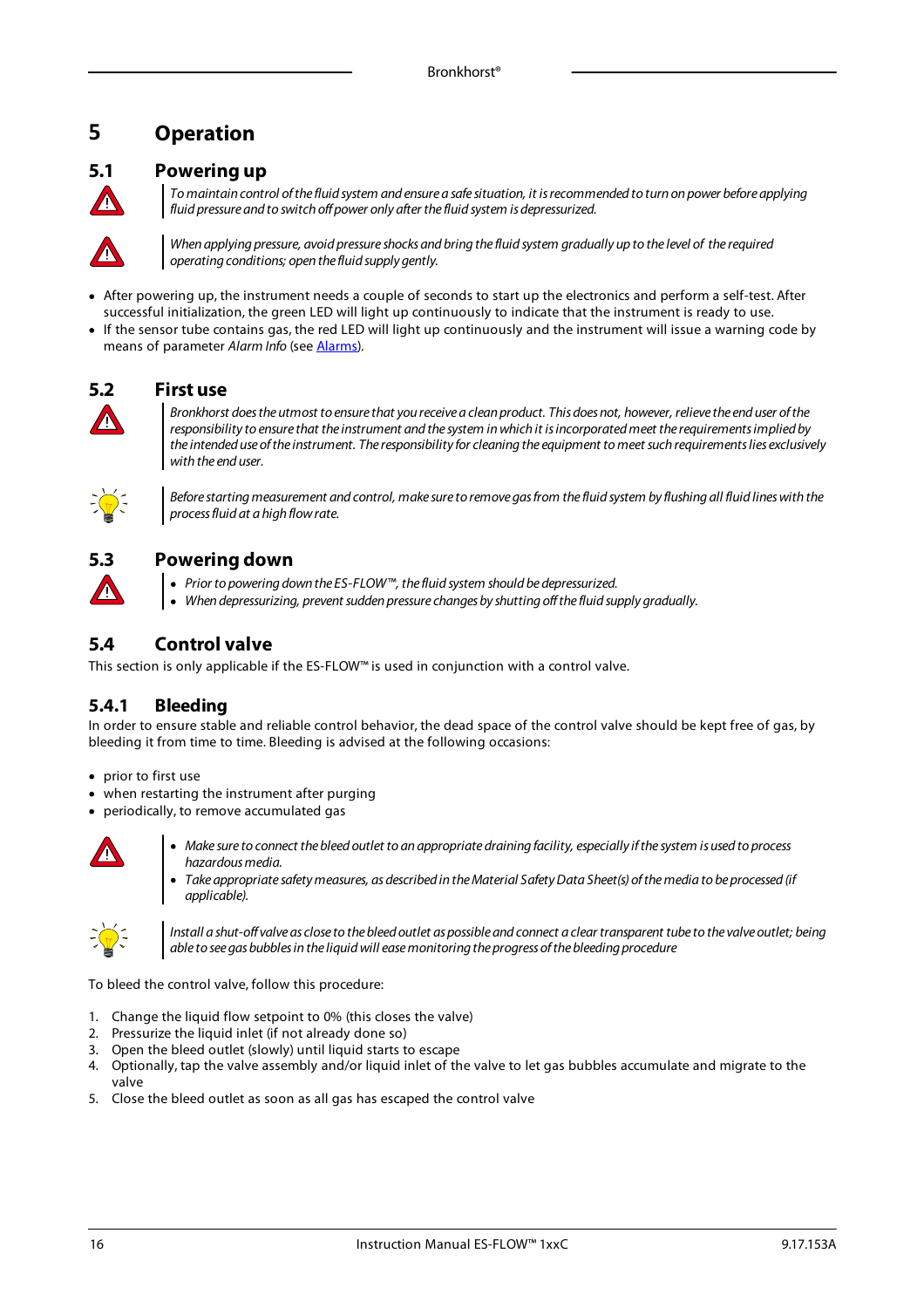# 5 Operation

## 5.1 Powering up

*To maintain control of the fluid system and ensure a safe situation, it is recommended to turn on power before applying fluid pressure and to switch off power only after the fluid system is depressurized.*

*When applying pressure, avoid pressure shocks and bring the fluid system gradually up to the level of the required operating conditions; open the fluid supply gently.*

- After powering up, the instrument needs a couple of seconds to start up the electronics and perform a self-test. After successful initialization, the green LED will light up continuously to indicate that the instrument is ready to use.
- If the sensor tube contains gas, the red LED will light up continuously and the instrument will issue a warning code by means of parameter *Alarm Info* (see Alarms).

## 5.2 First use

*Bronkhorst does the utmost to ensure that you receive a clean product. This does not, however, relieve the end user of the responsibility to ensure that the instrument and the system in which it is incorporated meet the requirements implied by the intended use of the instrument. The responsibility for cleaning the equipment to meet such requirements lies exclusively with the end user.*

*Before starting measurement and control, make sure to remove gas from the fluid system by flushing all fluid lines with the process fluid at a high flow rate.*

## 5.3 Powering down

- *Prior to powering down the ES-FLOW™, the fluid system should be depressurized.*
- *When depressurizing, prevent sudden pressure changes by shutting off the fluid supply gradually.*

## 5.4 Control valve

This section is only applicable if the ES-FLOW™ is used in conjunction with a control valve.

### 5.4.1 Bleeding

In order to ensure stable and reliable control behavior, the dead space of the control valve should be kept free of gas, by bleeding it from time to time. Bleeding is advised at the following occasions:

- prior to first use
- when restarting the instrument after purging
- periodically, to remove accumulated gas

- *Make sure to connect the bleed outlet to an appropriate draining facility, especially if the system is used to process hazardous media.*
- *Take appropriate safety measures, as described in the Material Safety Data Sheet(s) of the media to be processed (if applicable).*

*Install a shut-off valve as close to the bleed outlet as possible and connect a clear transparent tube to the valve outlet; being able to see gas bubbles in the liquid will ease monitoring the progress of the bleeding procedure*

To bleed the control valve, follow this procedure:

1. Change the liquid flow setpoint to 0% (this closes the valve)
2. Pressurize the liquid inlet (if not already done so)
3. Open the bleed outlet (slowly) until liquid starts to escape
4. Optionally, tap the valve assembly and/or liquid inlet of the valve to let gas bubbles accumulate and migrate to the valve
5. Close the bleed outlet as soon as all gas has escaped the control valve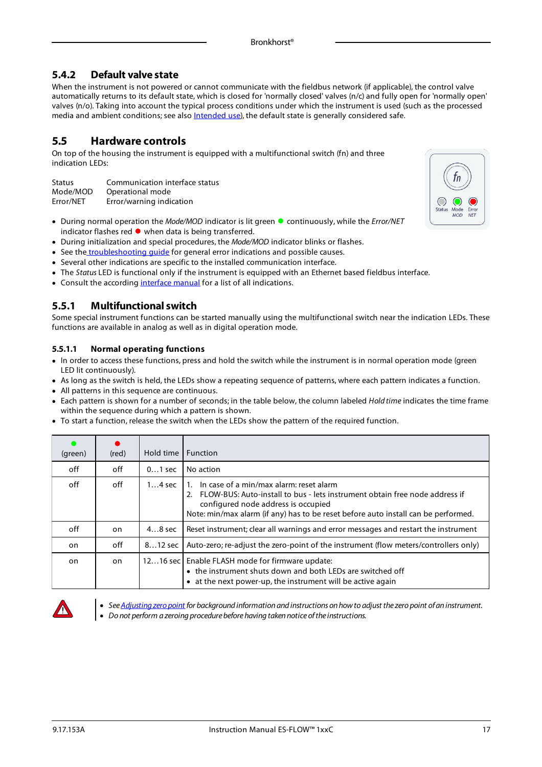## 5.4.2 Default valve state

When the instrument is not powered or cannot communicate with the fieldbus network (if applicable), the control valve automatically returns to its default state, which is closed for 'normally closed' valves (n/c) and fully open for 'normally open' valves (n/o). Taking into account the typical process conditions under which the instrument is used (such as the processed media and ambient conditions; see also Intended use), the default state is generally considered safe.

## 5.5 Hardware controls

On top of the housing the instrument is equipped with a multifunctional switch (fn) and three indication LEDs:

| | |
|---|---|
| Status | Communication interface status |
| Mode/MOD | Operational mode |
| Error/NET | Error/warning indication |

- During normal operation the *Mode/MOD* indicator is lit green ● continuously, while the *Error/NET* indicator flashes red ● when data is being transferred.
- During initialization and special procedures, the *Mode/MOD* indicator blinks or flashes.
- See the troubleshooting guide for general error indications and possible causes.
- Several other indications are specific to the installed communication interface.
- The *Status* LED is functional only if the instrument is equipped with an Ethernet based fieldbus interface.
- Consult the according interface manual for a list of all indications.

## 5.5.1 Multifunctional switch

Some special instrument functions can be started manually using the multifunctional switch near the indication LEDs. These functions are available in analog as well as in digital operation mode.

### 5.5.1.1 Normal operating functions

- In order to access these functions, press and hold the switch while the instrument is in normal operation mode (green LED lit continuously).
- As long as the switch is held, the LEDs show a repeating sequence of patterns, where each pattern indicates a function.
- All patterns in this sequence are continuous.
- Each pattern is shown for a number of seconds; in the table below, the column labeled *Hold time* indicates the time frame within the sequence during which a pattern is shown.
- To start a function, release the switch when the LEDs show the pattern of the required function.

| ● (green) | ● (red) | Hold time | Function |
|---|---|---|---|
| off | off | 0…1 sec | No action |
| off | off | 1…4 sec | 1. In case of a min/max alarm: reset alarm<br>2. FLOW-BUS: Auto-install to bus - lets instrument obtain free node address if configured node address is occupied<br>Note: min/max alarm (if any) has to be reset before auto install can be performed. |
| off | on | 4…8 sec | Reset instrument; clear all warnings and error messages and restart the instrument |
| on | off | 8…12 sec | Auto-zero; re-adjust the zero-point of the instrument (flow meters/controllers only) |
| on | on | 12…16 sec | Enable FLASH mode for firmware update:<br>• the instrument shuts down and both LEDs are switched off<br>• at the next power-up, the instrument will be active again |

- *See Adjusting zero point for background information and instructions on how to adjust the zero point of an instrument.*
- *Do not perform a zeroing procedure before having taken notice of the instructions.*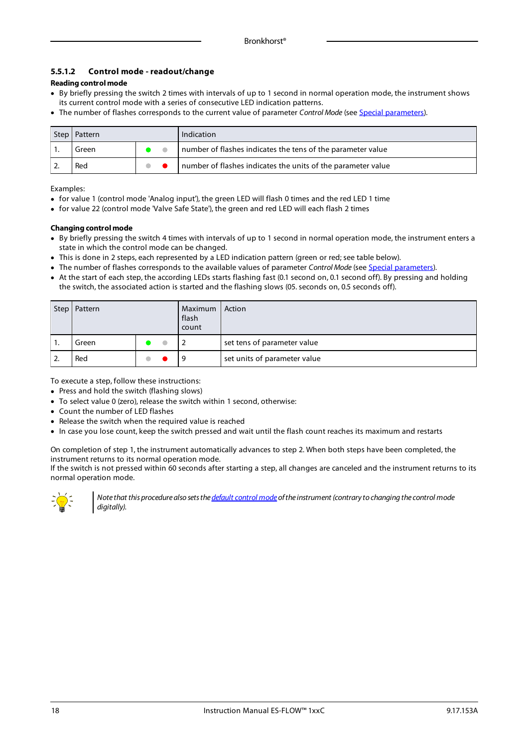#### 5.5.1.2 Control mode - readout/change

**Reading control mode**

- By briefly pressing the switch 2 times with intervals of up to 1 second in normal operation mode, the instrument shows its current control mode with a series of consecutive LED indication patterns.
- The number of flashes corresponds to the current value of parameter *Control Mode* (see Special parameters).

| Step | Pattern | | Indication |
|---|---|---|---|
| 1. | Green | ● ● | number of flashes indicates the tens of the parameter value |
| 2. | Red | ● ● | number of flashes indicates the units of the parameter value |

Examples:

- for value 1 (control mode 'Analog input'), the green LED will flash 0 times and the red LED 1 time
- for value 22 (control mode 'Valve Safe State'), the green and red LED will each flash 2 times

**Changing control mode**

- By briefly pressing the switch 4 times with intervals of up to 1 second in normal operation mode, the instrument enters a state in which the control mode can be changed.
- This is done in 2 steps, each represented by a LED indication pattern (green or red; see table below).
- The number of flashes corresponds to the available values of parameter *Control Mode* (see Special parameters).
- At the start of each step, the according LEDs starts flashing fast (0.1 second on, 0.1 second off). By pressing and holding the switch, the associated action is started and the flashing slows (05. seconds on, 0.5 seconds off).

| Step | Pattern | | Maximum flash count | Action |
|---|---|---|---|---|
| 1. | Green | ● ● | 2 | set tens of parameter value |
| 2. | Red | ● ● | 9 | set units of parameter value |

To execute a step, follow these instructions:

- Press and hold the switch (flashing slows)
- To select value 0 (zero), release the switch within 1 second, otherwise:
- Count the number of LED flashes
- Release the switch when the required value is reached
- In case you lose count, keep the switch pressed and wait until the flash count reaches its maximum and restarts

On completion of step 1, the instrument automatically advances to step 2. When both steps have been completed, the instrument returns to its normal operation mode.
If the switch is not pressed within 60 seconds after starting a step, all changes are canceled and the instrument returns to its normal operation mode.

*Note that this procedure also sets the default control mode of the instrument (contrary to changing the control mode digitally).*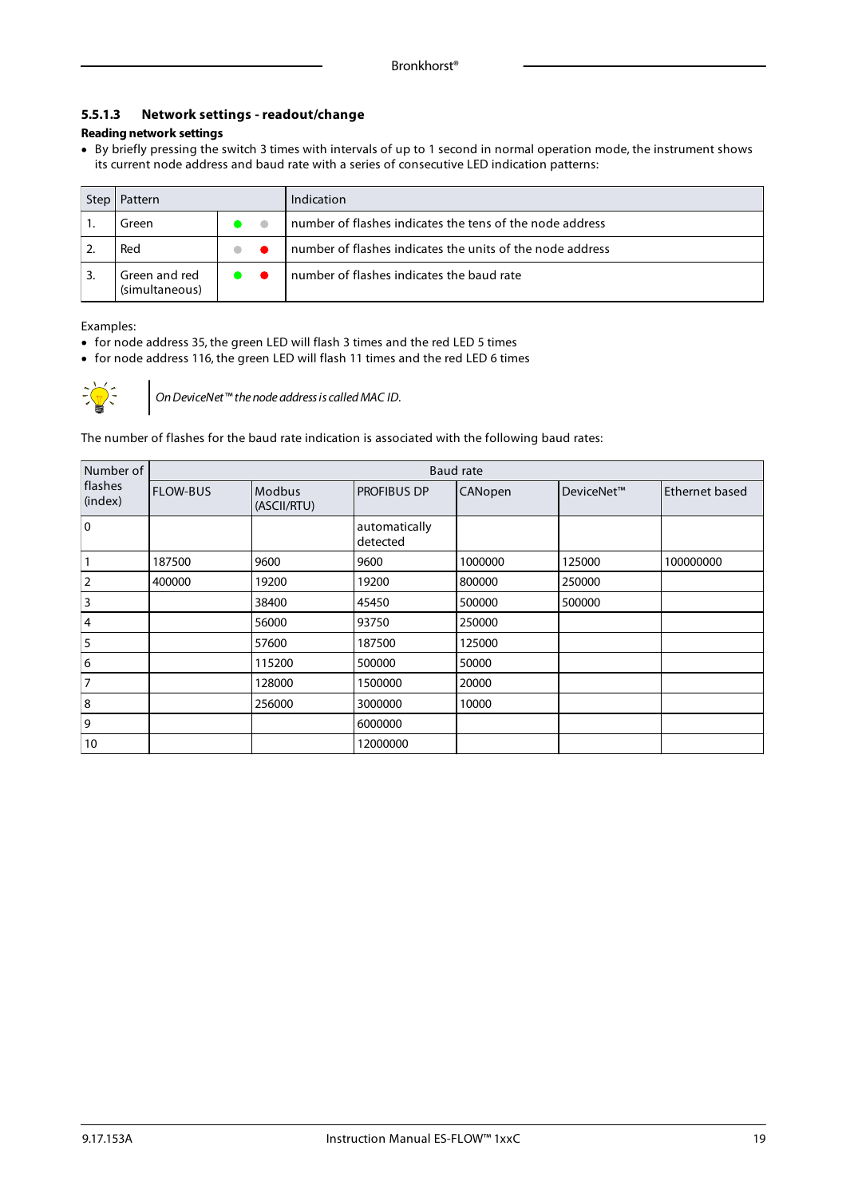### 5.5.1.3 Network settings - readout/change

**Reading network settings**

- By briefly pressing the switch 3 times with intervals of up to 1 second in normal operation mode, the instrument shows its current node address and baud rate with a series of consecutive LED indication patterns:

| Step | Pattern | | Indication |
|---|---|---|---|
| 1. | Green | ● ● | number of flashes indicates the tens of the node address |
| 2. | Red | ● ● | number of flashes indicates the units of the node address |
| 3. | Green and red (simultaneous) | ● ● | number of flashes indicates the baud rate |

Examples:

- for node address 35, the green LED will flash 3 times and the red LED 5 times
- for node address 116, the green LED will flash 11 times and the red LED 6 times

*On DeviceNet™ the node address is called MAC ID.*

The number of flashes for the baud rate indication is associated with the following baud rates:

| Number of flashes (index) | Baud rate | | | | | |
|---|---|---|---|---|---|---|
| | FLOW-BUS | Modbus (ASCII/RTU) | PROFIBUS DP | CANopen | DeviceNet™ | Ethernet based |
| 0 | | | automatically detected | | | |
| 1 | 187500 | 9600 | 9600 | 1000000 | 125000 | 100000000 |
| 2 | 400000 | 19200 | 19200 | 800000 | 250000 | |
| 3 | | 38400 | 45450 | 500000 | 500000 | |
| 4 | | 56000 | 93750 | 250000 | | |
| 5 | | 57600 | 187500 | 125000 | | |
| 6 | | 115200 | 500000 | 50000 | | |
| 7 | | 128000 | 1500000 | 20000 | | |
| 8 | | 256000 | 3000000 | 10000 | | |
| 9 | | | 6000000 | | | |
| 10 | | | 12000000 | | | |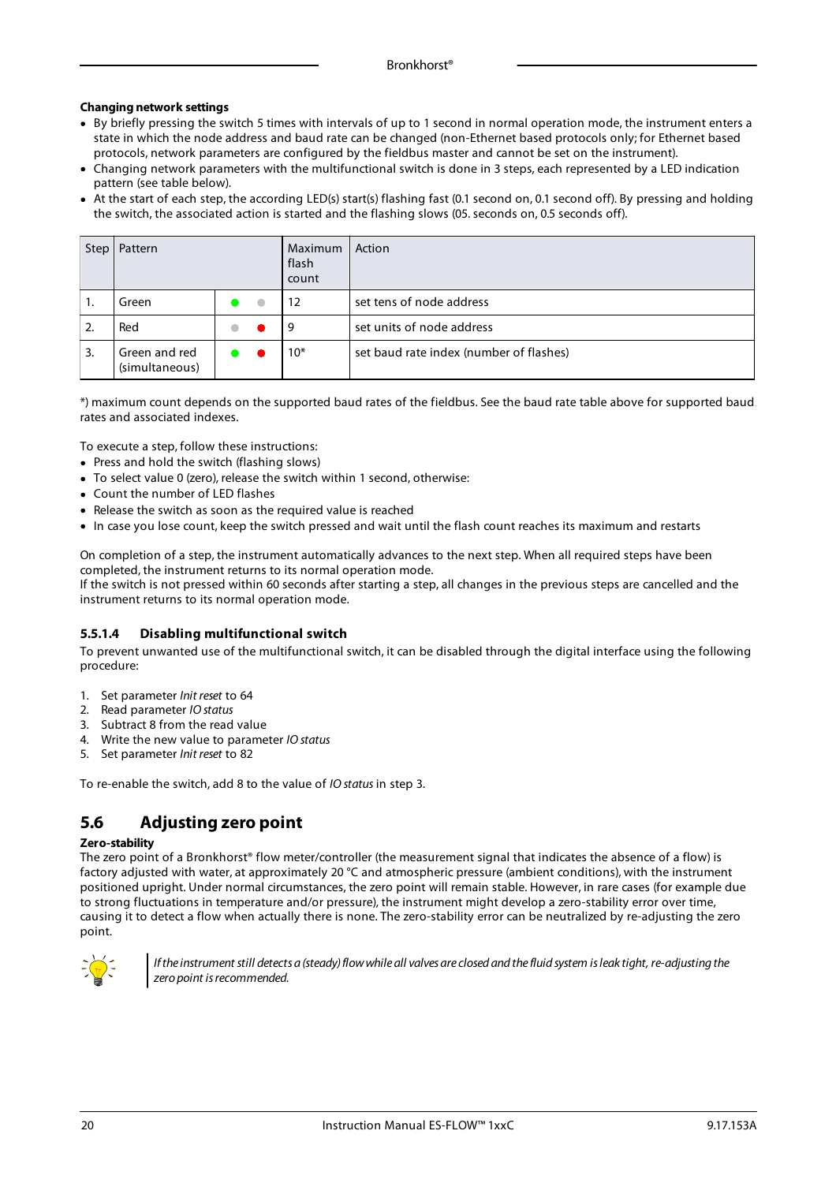**Changing network settings**

- By briefly pressing the switch 5 times with intervals of up to 1 second in normal operation mode, the instrument enters a state in which the node address and baud rate can be changed (non-Ethernet based protocols only; for Ethernet based protocols, network parameters are configured by the fieldbus master and cannot be set on the instrument).
- Changing network parameters with the multifunctional switch is done in 3 steps, each represented by a LED indication pattern (see table below).
- At the start of each step, the according LED(s) start(s) flashing fast (0.1 second on, 0.1 second off). By pressing and holding the switch, the associated action is started and the flashing slows (05. seconds on, 0.5 seconds off).

| Step | Pattern | | Maximum flash count | Action |
|---|---|---|---|---|
| 1. | Green | ● ○ | 12 | set tens of node address |
| 2. | Red | ○ ● | 9 | set units of node address |
| 3. | Green and red (simultaneous) | ● ● | 10* | set baud rate index (number of flashes) |

*) maximum count depends on the supported baud rates of the fieldbus. See the baud rate table above for supported baud rates and associated indexes.

To execute a step, follow these instructions:

- Press and hold the switch (flashing slows)
- To select value 0 (zero), release the switch within 1 second, otherwise:
- Count the number of LED flashes
- Release the switch as soon as the required value is reached
- In case you lose count, keep the switch pressed and wait until the flash count reaches its maximum and restarts

On completion of a step, the instrument automatically advances to the next step. When all required steps have been completed, the instrument returns to its normal operation mode.
If the switch is not pressed within 60 seconds after starting a step, all changes in the previous steps are cancelled and the instrument returns to its normal operation mode.

### 5.5.1.4 Disabling multifunctional switch

To prevent unwanted use of the multifunctional switch, it can be disabled through the digital interface using the following procedure:

1. Set parameter *Init reset* to 64
2. Read parameter *IO status*
3. Subtract 8 from the read value
4. Write the new value to parameter *IO status*
5. Set parameter *Init reset* to 82

To re-enable the switch, add 8 to the value of *IO status* in step 3.

## 5.6 Adjusting zero point

**Zero-stability**

The zero point of a Bronkhorst® flow meter/controller (the measurement signal that indicates the absence of a flow) is factory adjusted with water, at approximately 20 °C and atmospheric pressure (ambient conditions), with the instrument positioned upright. Under normal circumstances, the zero point will remain stable. However, in rare cases (for example due to strong fluctuations in temperature and/or pressure), the instrument might develop a zero-stability error over time, causing it to detect a flow when actually there is none. The zero-stability error can be neutralized by re-adjusting the zero point.

*If the instrument still detects a (steady) flow while all valves are closed and the fluid system is leak tight, re-adjusting the zero point is recommended.*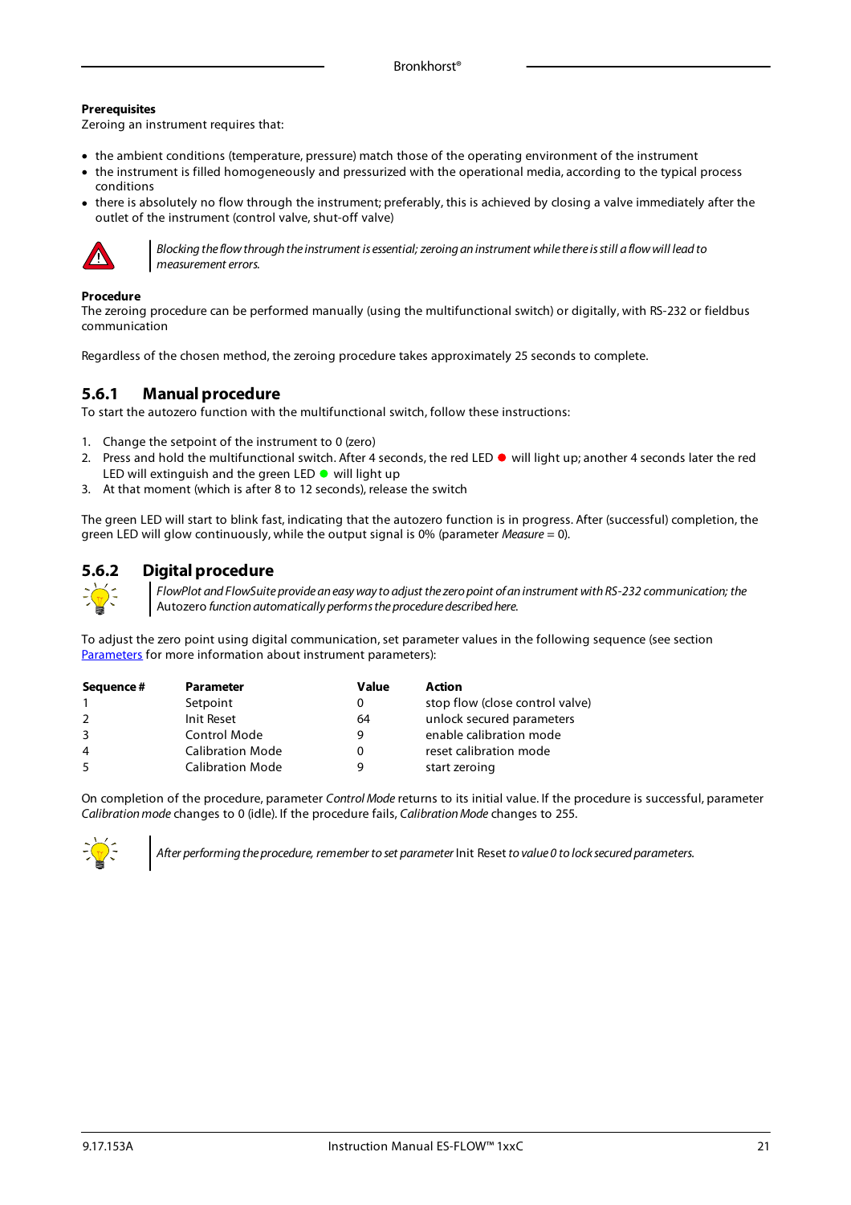**Prerequisites**
Zeroing an instrument requires that:

- the ambient conditions (temperature, pressure) match those of the operating environment of the instrument
- the instrument is filled homogeneously and pressurized with the operational media, according to the typical process conditions
- there is absolutely no flow through the instrument; preferably, this is achieved by closing a valve immediately after the outlet of the instrument (control valve, shut-off valve)

> *Blocking the flow through the instrument is essential; zeroing an instrument while there is still a flow will lead to measurement errors.*

**Procedure**
The zeroing procedure can be performed manually (using the multifunctional switch) or digitally, with RS-232 or fieldbus communication

Regardless of the chosen method, the zeroing procedure takes approximately 25 seconds to complete.

## 5.6.1 Manual procedure

To start the autozero function with the multifunctional switch, follow these instructions:

1. Change the setpoint of the instrument to 0 (zero)
2. Press and hold the multifunctional switch. After 4 seconds, the red LED ● will light up; another 4 seconds later the red LED will extinguish and the green LED ● will light up
3. At that moment (which is after 8 to 12 seconds), release the switch

The green LED will start to blink fast, indicating that the autozero function is in progress. After (successful) completion, the green LED will glow continuously, while the output signal is 0% (parameter *Measure* = 0).

## 5.6.2 Digital procedure

> *FlowPlot and FlowSuite provide an easy way to adjust the zero point of an instrument with RS-232 communication; the* Autozero *function automatically performs the procedure described here.*

To adjust the zero point using digital communication, set parameter values in the following sequence (see section Parameters for more information about instrument parameters):

| Sequence # | Parameter | Value | Action |
|---|---|---|---|
| 1 | Setpoint | 0 | stop flow (close control valve) |
| 2 | Init Reset | 64 | unlock secured parameters |
| 3 | Control Mode | 9 | enable calibration mode |
| 4 | Calibration Mode | 0 | reset calibration mode |
| 5 | Calibration Mode | 9 | start zeroing |

On completion of the procedure, parameter *Control Mode* returns to its initial value. If the procedure is successful, parameter *Calibration mode* changes to 0 (idle). If the procedure fails, *Calibration Mode* changes to 255.

> *After performing the procedure, remember to set parameter* Init Reset *to value 0 to lock secured parameters.*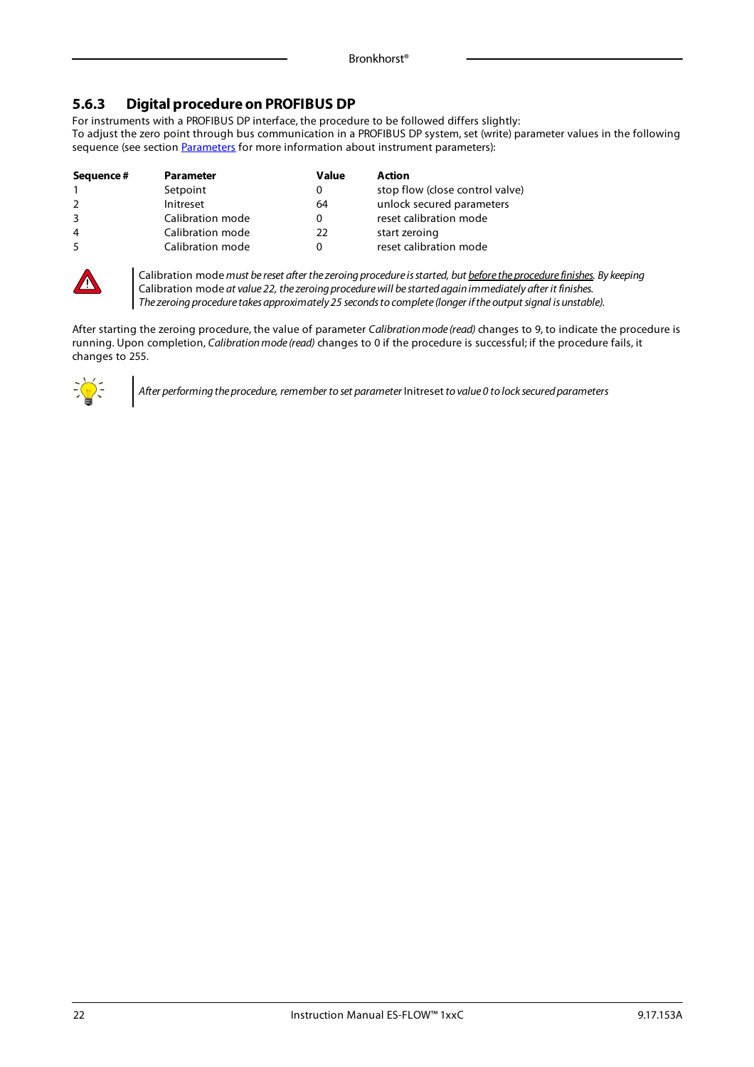### 5.6.3 Digital procedure on PROFIBUS DP

For instruments with a PROFIBUS DP interface, the procedure to be followed differs slightly:
To adjust the zero point through bus communication in a PROFIBUS DP system, set (write) parameter values in the following sequence (see section Parameters for more information about instrument parameters):

| Sequence # | Parameter | Value | Action |
|---|---|---|---|
| 1 | Setpoint | 0 | stop flow (close control valve) |
| 2 | Initreset | 64 | unlock secured parameters |
| 3 | Calibration mode | 0 | reset calibration mode |
| 4 | Calibration mode | 22 | start zeroing |
| 5 | Calibration mode | 0 | reset calibration mode |

Calibration mode *must be reset after the zeroing procedure is started, but before the procedure finishes. By keeping* Calibration mode *at value 22, the zeroing procedure will be started again immediately after it finishes.*
*The zeroing procedure takes approximately 25 seconds to complete (longer if the output signal is unstable).*

After starting the zeroing procedure, the value of parameter *Calibration mode (read)* changes to 9, to indicate the procedure is running. Upon completion, *Calibration mode (read)* changes to 0 if the procedure is successful; if the procedure fails, it changes to 255.

*After performing the procedure, remember to set parameter* Initreset *to value 0 to lock secured parameters*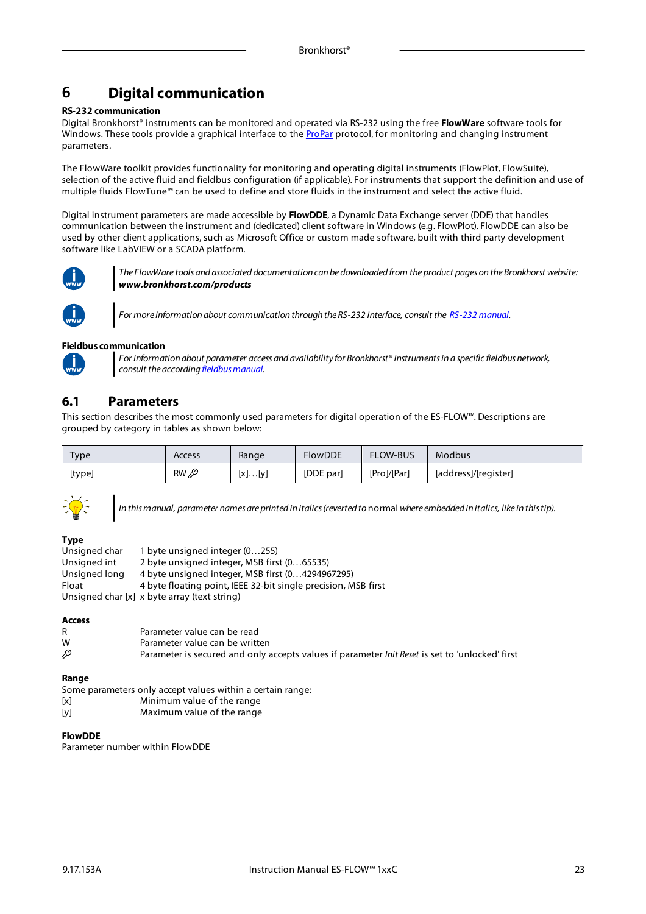# 6 Digital communication

**RS-232 communication**

Digital Bronkhorst® instruments can be monitored and operated via RS-232 using the free **FlowWare** software tools for Windows. These tools provide a graphical interface to the ProPar protocol, for monitoring and changing instrument parameters.

The FlowWare toolkit provides functionality for monitoring and operating digital instruments (FlowPlot, FlowSuite), selection of the active fluid and fieldbus configuration (if applicable). For instruments that support the definition and use of multiple fluids FlowTune™ can be used to define and store fluids in the instrument and select the active fluid.

Digital instrument parameters are made accessible by **FlowDDE**, a Dynamic Data Exchange server (DDE) that handles communication between the instrument and (dedicated) client software in Windows (e.g. FlowPlot). FlowDDE can also be used by other client applications, such as Microsoft Office or custom made software, built with third party development software like LabVIEW or a SCADA platform.

*The FlowWare tools and associated documentation can be downloaded from the product pages on the Bronkhorst website:* ***www.bronkhorst.com/products***

*For more information about communication through the RS-232 interface, consult the RS-232 manual.*

**Fieldbus communication**

*For information about parameter access and availability for Bronkhorst® instruments in a specific fieldbus network, consult the according fieldbus manual.*

## 6.1 Parameters

This section describes the most commonly used parameters for digital operation of the ES-FLOW™. Descriptions are grouped by category in tables as shown below:

| Type | Access | Range | FlowDDE | FLOW-BUS | Modbus |
|---|---|---|---|---|---|
| [type] | RW 🔑 | [x]…[y] | [DDE par] | [Pro]/[Par] | [address]/[register] |

*In this manual, parameter names are printed in italics (reverted to* normal *where embedded in italics, like in this tip).*

**Type**

| | |
|---|---|
| Unsigned char | 1 byte unsigned integer (0…255) |
| Unsigned int | 2 byte unsigned integer, MSB first (0…65535) |
| Unsigned long | 4 byte unsigned integer, MSB first (0…4294967295) |
| Float | 4 byte floating point, IEEE 32-bit single precision, MSB first |
| Unsigned char [x] | x byte array (text string) |

**Access**

| | |
|---|---|
| R | Parameter value can be read |
| W | Parameter value can be written |
| 🔑 | Parameter is secured and only accepts values if parameter *Init Reset* is set to 'unlocked' first |

**Range**

Some parameters only accept values within a certain range:

| | |
|---|---|
| [x] | Minimum value of the range |
| [y] | Maximum value of the range |

**FlowDDE**

Parameter number within FlowDDE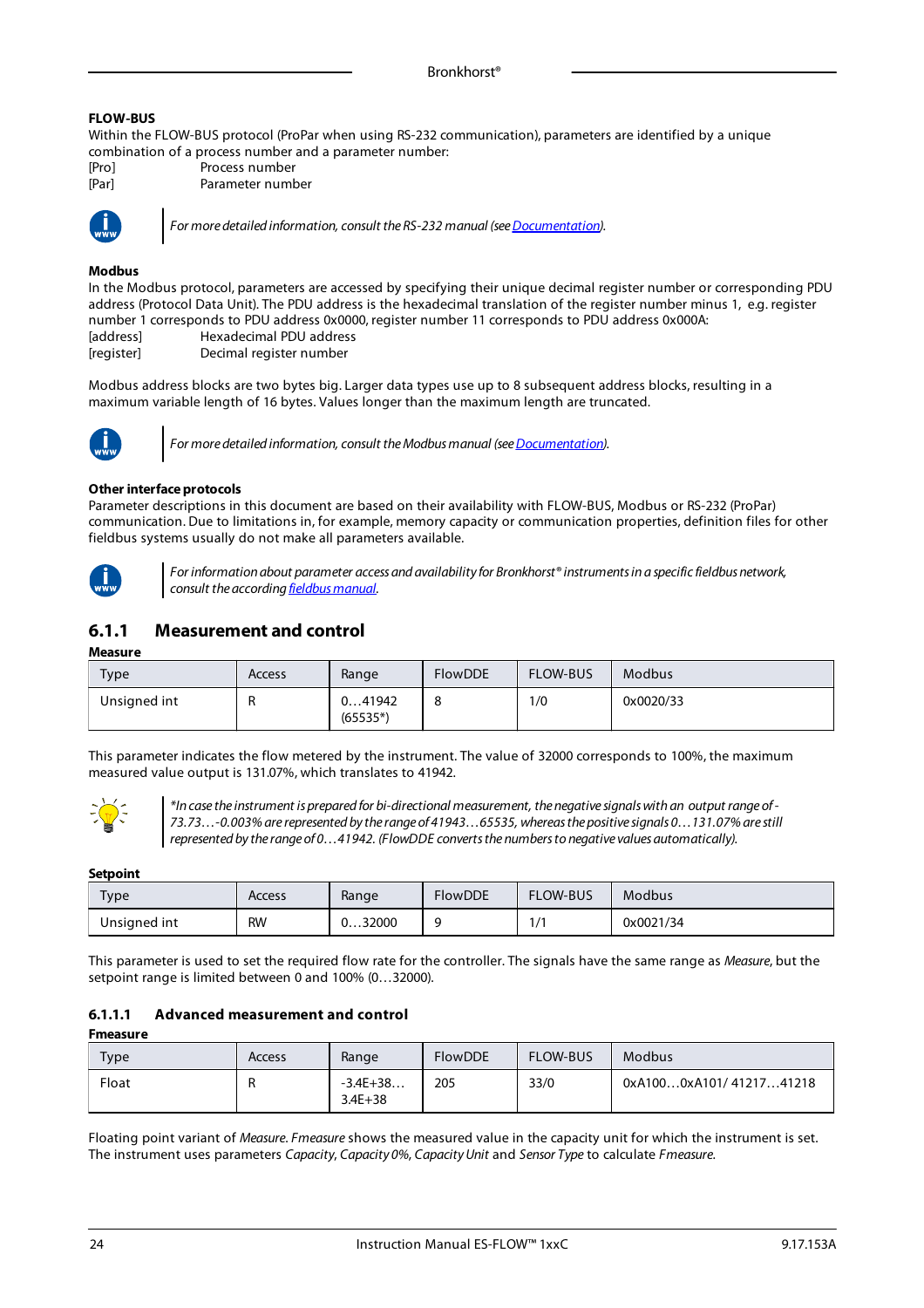**FLOW-BUS**

Within the FLOW-BUS protocol (ProPar when using RS-232 communication), parameters are identified by a unique combination of a process number and a parameter number:

[Pro] Process number
[Par] Parameter number

*For more detailed information, consult the RS-232 manual (see Documentation).*

**Modbus**

In the Modbus protocol, parameters are accessed by specifying their unique decimal register number or corresponding PDU address (Protocol Data Unit). The PDU address is the hexadecimal translation of the register number minus 1, e.g. register number 1 corresponds to PDU address 0x0000, register number 11 corresponds to PDU address 0x000A:

[address] Hexadecimal PDU address
[register] Decimal register number

Modbus address blocks are two bytes big. Larger data types use up to 8 subsequent address blocks, resulting in a maximum variable length of 16 bytes. Values longer than the maximum length are truncated.

*For more detailed information, consult the Modbus manual (see Documentation).*

**Other interface protocols**

Parameter descriptions in this document are based on their availability with FLOW-BUS, Modbus or RS-232 (ProPar) communication. Due to limitations in, for example, memory capacity or communication properties, definition files for other fieldbus systems usually do not make all parameters available.

*For information about parameter access and availability for Bronkhorst® instruments in a specific fieldbus network, consult the according fieldbus manual.*

## 6.1.1 Measurement and control

**Measure**

| Type | Access | Range | FlowDDE | FLOW-BUS | Modbus |
|---|---|---|---|---|---|
| Unsigned int | R | 0…41942 (65535*) | 8 | 1/0 | 0x0020/33 |

This parameter indicates the flow metered by the instrument. The value of 32000 corresponds to 100%, the maximum measured value output is 131.07%, which translates to 41942.

*\*In case the instrument is prepared for bi-directional measurement, the negative signals with an output range of -73.73…-0.003% are represented by the range of 41943…65535, whereas the positive signals 0…131.07% are still represented by the range of 0…41942. (FlowDDE converts the numbers to negative values automatically).*

**Setpoint**

| Type | Access | Range | FlowDDE | FLOW-BUS | Modbus |
|---|---|---|---|---|---|
| Unsigned int | RW | 0…32000 | 9 | 1/1 | 0x0021/34 |

This parameter is used to set the required flow rate for the controller. The signals have the same range as *Measure*, but the setpoint range is limited between 0 and 100% (0…32000).

### 6.1.1.1 Advanced measurement and control

**Fmeasure**

| Type | Access | Range | FlowDDE | FLOW-BUS | Modbus |
|---|---|---|---|---|---|
| Float | R | -3.4E+38… 3.4E+38 | 205 | 33/0 | 0xA100…0xA101/ 41217…41218 |

Floating point variant of *Measure*. *Fmeasure* shows the measured value in the capacity unit for which the instrument is set. The instrument uses parameters *Capacity*, *Capacity 0%*, *Capacity Unit* and *Sensor Type* to calculate *Fmeasure*.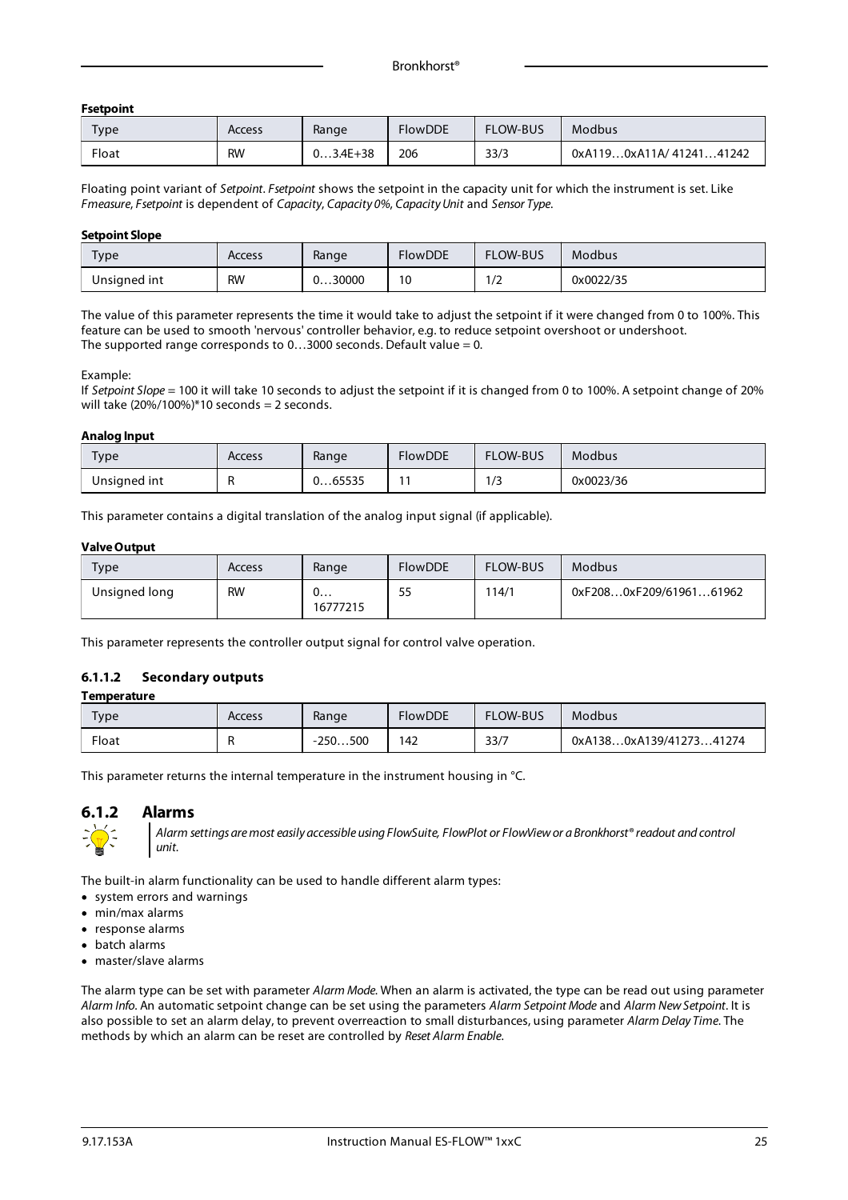**Fsetpoint**

| Type | Access | Range | FlowDDE | FLOW-BUS | Modbus |
| --- | --- | --- | --- | --- | --- |
| Float | RW | 0…3.4E+38 | 206 | 33/3 | 0xA119…0xA11A/ 41241…41242 |

Floating point variant of *Setpoint*. *Fsetpoint* shows the setpoint in the capacity unit for which the instrument is set. Like *Fmeasure*, *Fsetpoint* is dependent of *Capacity*, *Capacity 0%*, *Capacity Unit* and *Sensor Type*.

**Setpoint Slope**

| Type | Access | Range | FlowDDE | FLOW-BUS | Modbus |
| --- | --- | --- | --- | --- | --- |
| Unsigned int | RW | 0…30000 | 10 | 1/2 | 0x0022/35 |

The value of this parameter represents the time it would take to adjust the setpoint if it were changed from 0 to 100%. This feature can be used to smooth 'nervous' controller behavior, e.g. to reduce setpoint overshoot or undershoot.
The supported range corresponds to 0…3000 seconds. Default value = 0.

Example:
If *Setpoint Slope* = 100 it will take 10 seconds to adjust the setpoint if it is changed from 0 to 100%. A setpoint change of 20% will take (20%/100%)*10 seconds = 2 seconds.

**Analog Input**

| Type | Access | Range | FlowDDE | FLOW-BUS | Modbus |
| --- | --- | --- | --- | --- | --- |
| Unsigned int | R | 0…65535 | 11 | 1/3 | 0x0023/36 |

This parameter contains a digital translation of the analog input signal (if applicable).

**Valve Output**

| Type | Access | Range | FlowDDE | FLOW-BUS | Modbus |
| --- | --- | --- | --- | --- | --- |
| Unsigned long | RW | 0…16777215 | 55 | 114/1 | 0xF208…0xF209/61961…61962 |

This parameter represents the controller output signal for control valve operation.

#### 6.1.1.2 Secondary outputs

**Temperature**

| Type | Access | Range | FlowDDE | FLOW-BUS | Modbus |
| --- | --- | --- | --- | --- | --- |
| Float | R | -250…500 | 142 | 33/7 | 0xA138…0xA139/41273…41274 |

This parameter returns the internal temperature in the instrument housing in °C.

### 6.1.2 Alarms

*Alarm settings are most easily accessible using FlowSuite, FlowPlot or FlowView or a Bronkhorst® readout and control unit.*

The built-in alarm functionality can be used to handle different alarm types:

- system errors and warnings
- min/max alarms
- response alarms
- batch alarms
- master/slave alarms

The alarm type can be set with parameter *Alarm Mode*. When an alarm is activated, the type can be read out using parameter *Alarm Info*. An automatic setpoint change can be set using the parameters *Alarm Setpoint Mode* and *Alarm New Setpoint*. It is also possible to set an alarm delay, to prevent overreaction to small disturbances, using parameter *Alarm Delay Time*. The methods by which an alarm can be reset are controlled by *Reset Alarm Enable*.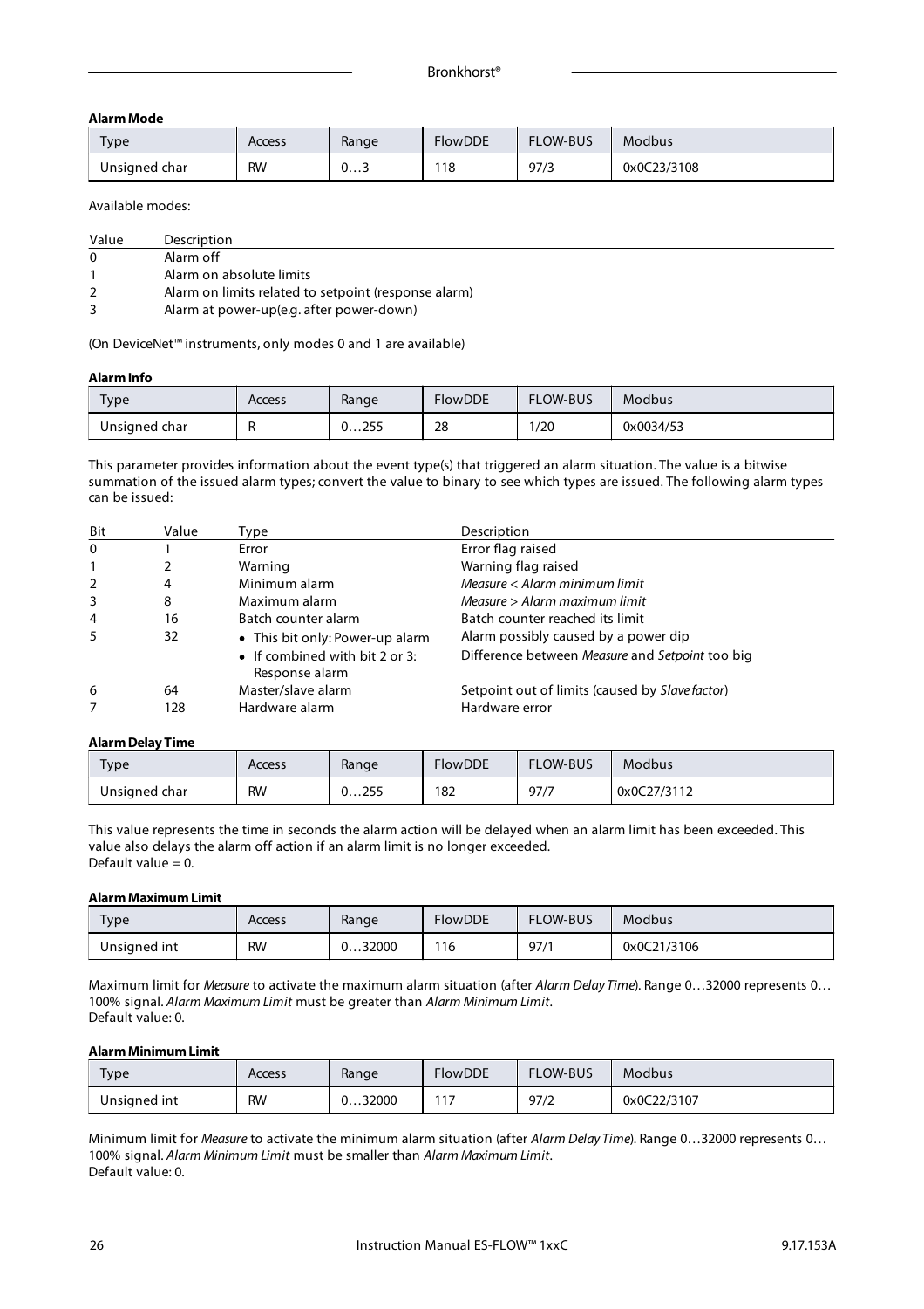#### Alarm Mode

| Type | Access | Range | FlowDDE | FLOW-BUS | Modbus |
|---|---|---|---|---|---|
| Unsigned char | RW | 0…3 | 118 | 97/3 | 0x0C23/3108 |

Available modes:

| Value | Description |
|---|---|
| 0 | Alarm off |
| 1 | Alarm on absolute limits |
| 2 | Alarm on limits related to setpoint (response alarm) |
| 3 | Alarm at power-up(e.g. after power-down) |

(On DeviceNet™ instruments, only modes 0 and 1 are available)

#### Alarm Info

| Type | Access | Range | FlowDDE | FLOW-BUS | Modbus |
|---|---|---|---|---|---|
| Unsigned char | R | 0…255 | 28 | 1/20 | 0x0034/53 |

This parameter provides information about the event type(s) that triggered an alarm situation. The value is a bitwise summation of the issued alarm types; convert the value to binary to see which types are issued. The following alarm types can be issued:

| Bit | Value | Type | Description |
|---|---|---|---|
| 0 | 1 | Error | Error flag raised |
| 1 | 2 | Warning | Warning flag raised |
| 2 | 4 | Minimum alarm | *Measure < Alarm minimum limit* |
| 3 | 8 | Maximum alarm | *Measure > Alarm maximum limit* |
| 4 | 16 | Batch counter alarm | Batch counter reached its limit |
| 5 | 32 | • This bit only: Power-up alarm<br>• If combined with bit 2 or 3: Response alarm | Alarm possibly caused by a power dip<br>Difference between *Measure* and *Setpoint* too big |
| 6 | 64 | Master/slave alarm | Setpoint out of limits (caused by *Slave factor*) |
| 7 | 128 | Hardware alarm | Hardware error |

#### Alarm Delay Time

| Type | Access | Range | FlowDDE | FLOW-BUS | Modbus |
|---|---|---|---|---|---|
| Unsigned char | RW | 0…255 | 182 | 97/7 | 0x0C27/3112 |

This value represents the time in seconds the alarm action will be delayed when an alarm limit has been exceeded. This value also delays the alarm off action if an alarm limit is no longer exceeded.
Default value = 0.

#### Alarm Maximum Limit

| Type | Access | Range | FlowDDE | FLOW-BUS | Modbus |
|---|---|---|---|---|---|
| Unsigned int | RW | 0…32000 | 116 | 97/1 | 0x0C21/3106 |

Maximum limit for *Measure* to activate the maximum alarm situation (after *Alarm Delay Time*). Range 0…32000 represents 0…100% signal. *Alarm Maximum Limit* must be greater than *Alarm Minimum Limit*.
Default value: 0.

#### Alarm Minimum Limit

| Type | Access | Range | FlowDDE | FLOW-BUS | Modbus |
|---|---|---|---|---|---|
| Unsigned int | RW | 0…32000 | 117 | 97/2 | 0x0C22/3107 |

Minimum limit for *Measure* to activate the minimum alarm situation (after *Alarm Delay Time*). Range 0…32000 represents 0…100% signal. *Alarm Minimum Limit* must be smaller than *Alarm Maximum Limit*.
Default value: 0.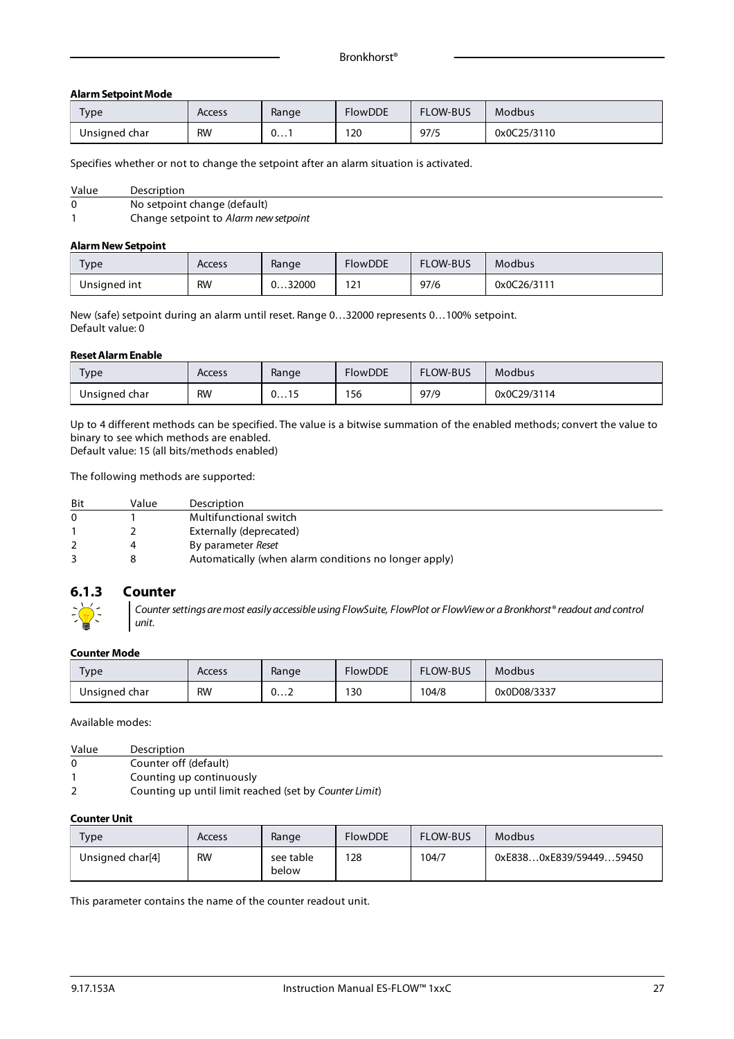**Alarm Setpoint Mode**

| Type | Access | Range | FlowDDE | FLOW-BUS | Modbus |
|---|---|---|---|---|---|
| Unsigned char | RW | 0…1 | 120 | 97/5 | 0x0C25/3110 |

Specifies whether or not to change the setpoint after an alarm situation is activated.

| Value | Description |
|---|---|
| 0 | No setpoint change (default) |
| 1 | Change setpoint to *Alarm new setpoint* |

**Alarm New Setpoint**

| Type | Access | Range | FlowDDE | FLOW-BUS | Modbus |
|---|---|---|---|---|---|
| Unsigned int | RW | 0…32000 | 121 | 97/6 | 0x0C26/3111 |

New (safe) setpoint during an alarm until reset. Range 0…32000 represents 0…100% setpoint.
Default value: 0

**Reset Alarm Enable**

| Type | Access | Range | FlowDDE | FLOW-BUS | Modbus |
|---|---|---|---|---|---|
| Unsigned char | RW | 0…15 | 156 | 97/9 | 0x0C29/3114 |

Up to 4 different methods can be specified. The value is a bitwise summation of the enabled methods; convert the value to binary to see which methods are enabled.
Default value: 15 (all bits/methods enabled)

The following methods are supported:

| Bit | Value | Description |
|---|---|---|
| 0 | 1 | Multifunctional switch |
| 1 | 2 | Externally (deprecated) |
| 2 | 4 | By parameter *Reset* |
| 3 | 8 | Automatically (when alarm conditions no longer apply) |

### 6.1.3 Counter

*Counter settings are most easily accessible using FlowSuite, FlowPlot or FlowView or a Bronkhorst® readout and control unit.*

**Counter Mode**

| Type | Access | Range | FlowDDE | FLOW-BUS | Modbus |
|---|---|---|---|---|---|
| Unsigned char | RW | 0…2 | 130 | 104/8 | 0x0D08/3337 |

Available modes:

| Value | Description |
|---|---|
| 0 | Counter off (default) |
| 1 | Counting up continuously |
| 2 | Counting up until limit reached (set by *Counter Limit*) |

**Counter Unit**

| Type | Access | Range | FlowDDE | FLOW-BUS | Modbus |
|---|---|---|---|---|---|
| Unsigned char[4] | RW | see table below | 128 | 104/7 | 0xE838…0xE839/59449…59450 |

This parameter contains the name of the counter readout unit.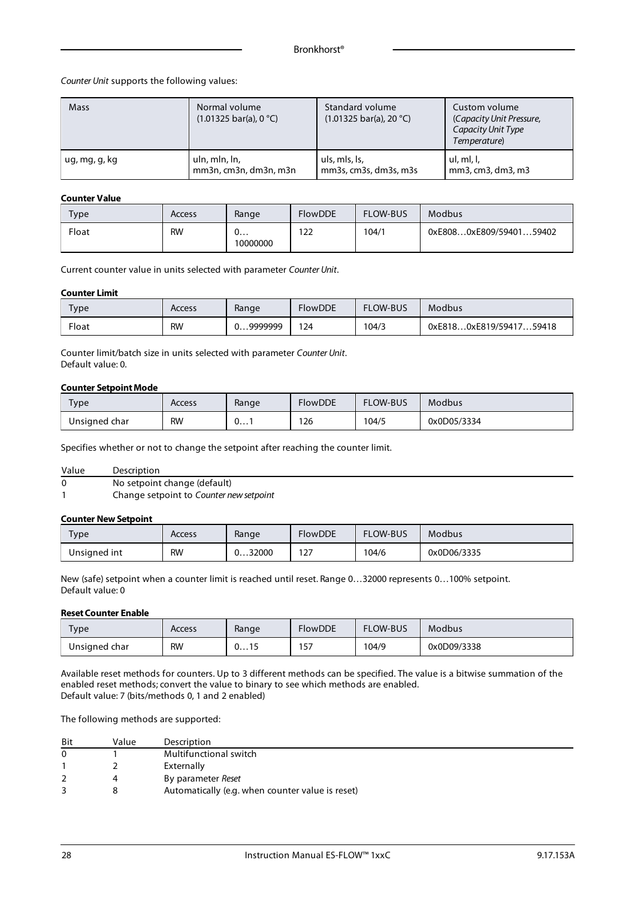*Counter Unit* supports the following values:

| Mass | Normal volume (1.01325 bar(a), 0 °C) | Standard volume (1.01325 bar(a), 20 °C) | Custom volume (*Capacity Unit Pressure, Capacity Unit Type Temperature*) |
|---|---|---|---|
| ug, mg, g, kg | uln, mln, ln, mm3n, cm3n, dm3n, m3n | uls, mls, ls, mm3s, cm3s, dm3s, m3s | ul, ml, l, mm3, cm3, dm3, m3 |

**Counter Value**

| Type | Access | Range | FlowDDE | FLOW-BUS | Modbus |
|---|---|---|---|---|---|
| Float | RW | 0… 10000000 | 122 | 104/1 | 0xE808…0xE809/59401…59402 |

Current counter value in units selected with parameter *Counter Unit*.

**Counter Limit**

| Type | Access | Range | FlowDDE | FLOW-BUS | Modbus |
|---|---|---|---|---|---|
| Float | RW | 0…9999999 | 124 | 104/3 | 0xE818…0xE819/59417…59418 |

Counter limit/batch size in units selected with parameter *Counter Unit*.
Default value: 0.

**Counter Setpoint Mode**

| Type | Access | Range | FlowDDE | FLOW-BUS | Modbus |
|---|---|---|---|---|---|
| Unsigned char | RW | 0…1 | 126 | 104/5 | 0x0D05/3334 |

Specifies whether or not to change the setpoint after reaching the counter limit.

| Value | Description |
|---|---|
| 0 | No setpoint change (default) |
| 1 | Change setpoint to *Counter new setpoint* |

**Counter New Setpoint**

| Type | Access | Range | FlowDDE | FLOW-BUS | Modbus |
|---|---|---|---|---|---|
| Unsigned int | RW | 0…32000 | 127 | 104/6 | 0x0D06/3335 |

New (safe) setpoint when a counter limit is reached until reset. Range 0…32000 represents 0…100% setpoint.
Default value: 0

**Reset Counter Enable**

| Type | Access | Range | FlowDDE | FLOW-BUS | Modbus |
|---|---|---|---|---|---|
| Unsigned char | RW | 0…15 | 157 | 104/9 | 0x0D09/3338 |

Available reset methods for counters. Up to 3 different methods can be specified. The value is a bitwise summation of the enabled reset methods; convert the value to binary to see which methods are enabled.
Default value: 7 (bits/methods 0, 1 and 2 enabled)

The following methods are supported:

| Bit | Value | Description |
|---|---|---|
| 0 | 1 | Multifunctional switch |
| 1 | 2 | Externally |
| 2 | 4 | By parameter *Reset* |
| 3 | 8 | Automatically (e.g. when counter value is reset) |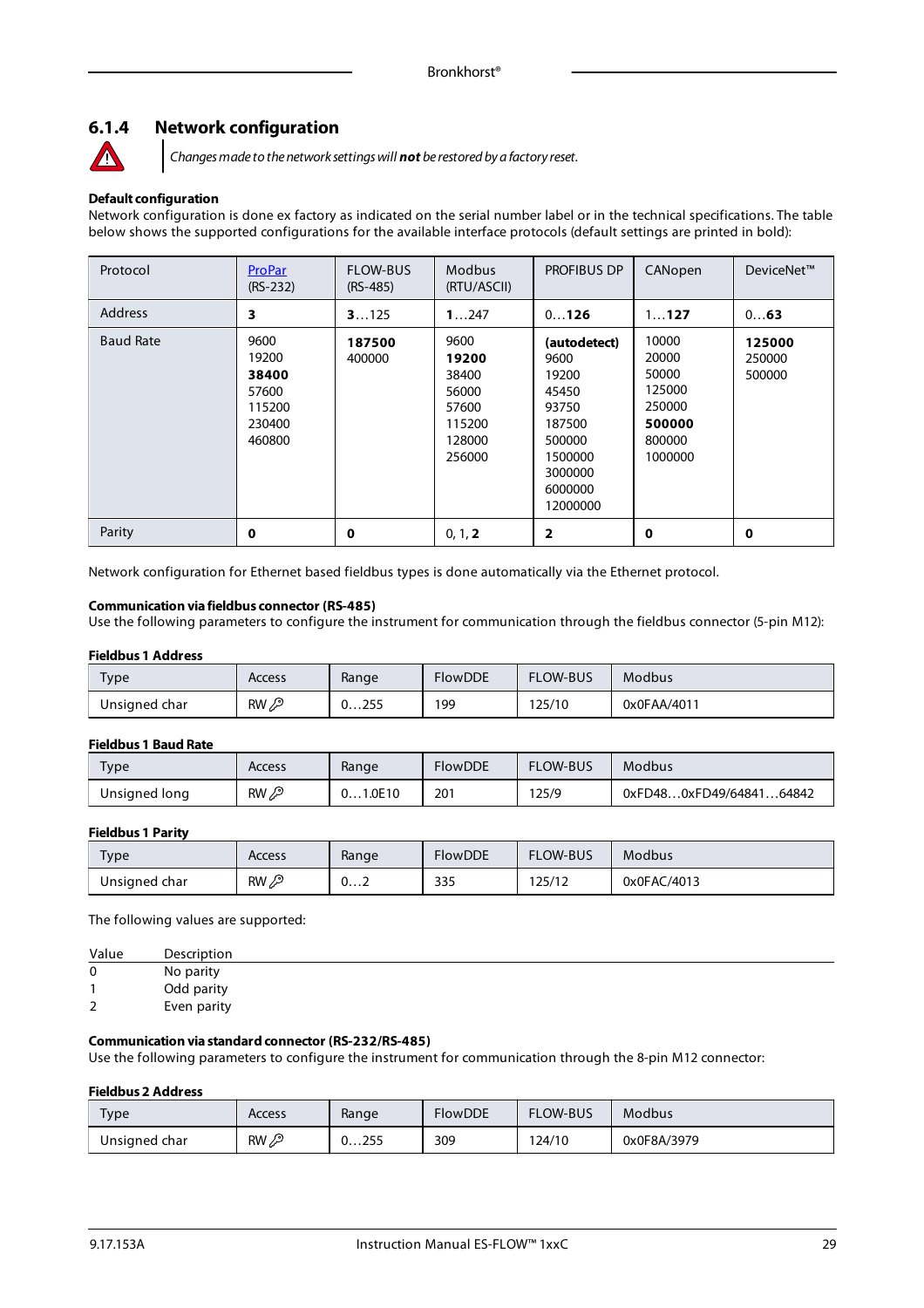### 6.1.4 Network configuration

*Changes made to the network settings will **not** be restored by a factory reset.*

**Default configuration**
Network configuration is done ex factory as indicated on the serial number label or in the technical specifications. The table below shows the supported configurations for the available interface protocols (default settings are printed in bold):

| Protocol | ProPar (RS-232) | FLOW-BUS (RS-485) | Modbus (RTU/ASCII) | PROFIBUS DP | CANopen | DeviceNet™ |
|---|---|---|---|---|---|---|
| Address | **3** | **3**…125 | **1**…247 | 0…**126** | 1…**127** | 0…**63** |
| Baud Rate | 9600<br>19200<br>**38400**<br>57600<br>115200<br>230400<br>460800 | **187500**<br>400000 | 9600<br>**19200**<br>38400<br>56000<br>57600<br>115200<br>128000<br>256000 | **(autodetect)**<br>9600<br>19200<br>45450<br>93750<br>187500<br>500000<br>1500000<br>3000000<br>6000000<br>12000000 | 10000<br>20000<br>50000<br>125000<br>250000<br>**500000**<br>800000<br>1000000 | **125000**<br>250000<br>500000 |
| Parity | **0** | **0** | 0, 1, **2** | **2** | **0** | **0** |

Network configuration for Ethernet based fieldbus types is done automatically via the Ethernet protocol.

**Communication via fieldbus connector (RS-485)**
Use the following parameters to configure the instrument for communication through the fieldbus connector (5-pin M12):

**Fieldbus 1 Address**

| Type | Access | Range | FlowDDE | FLOW-BUS | Modbus |
|---|---|---|---|---|---|
| Unsigned char | RW 🔑 | 0…255 | 199 | 125/10 | 0x0FAA/4011 |

**Fieldbus 1 Baud Rate**

| Type | Access | Range | FlowDDE | FLOW-BUS | Modbus |
|---|---|---|---|---|---|
| Unsigned long | RW 🔑 | 0…1.0E10 | 201 | 125/9 | 0xFD48…0xFD49/64841…64842 |

**Fieldbus 1 Parity**

| Type | Access | Range | FlowDDE | FLOW-BUS | Modbus |
|---|---|---|---|---|---|
| Unsigned char | RW 🔑 | 0…2 | 335 | 125/12 | 0x0FAC/4013 |

The following values are supported:

| Value | Description |
|---|---|
| 0 | No parity |
| 1 | Odd parity |
| 2 | Even parity |

**Communication via standard connector (RS-232/RS-485)**
Use the following parameters to configure the instrument for communication through the 8-pin M12 connector:

**Fieldbus 2 Address**

| Type | Access | Range | FlowDDE | FLOW-BUS | Modbus |
|---|---|---|---|---|---|
| Unsigned char | RW 🔑 | 0…255 | 309 | 124/10 | 0x0F8A/3979 |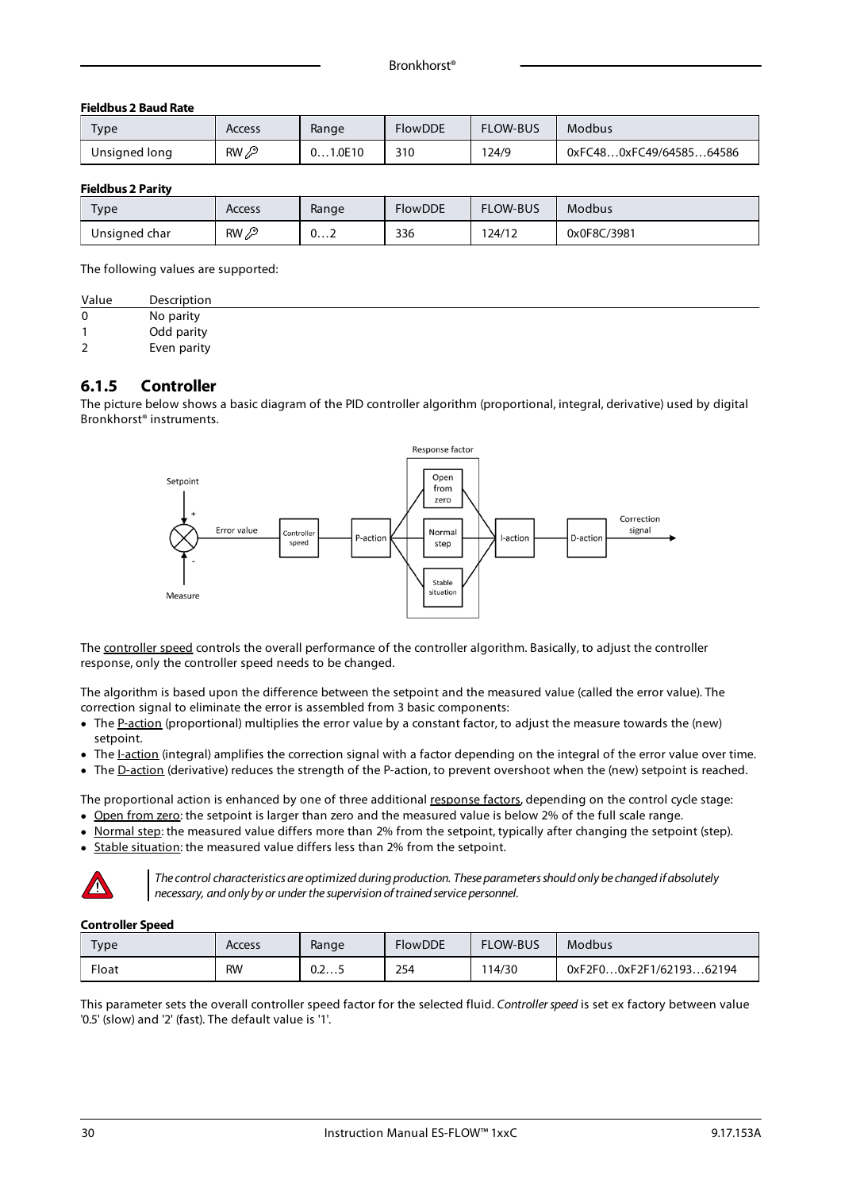**Fieldbus 2 Baud Rate**

| Type | Access | Range | FlowDDE | FLOW-BUS | Modbus |
|---|---|---|---|---|---|
| Unsigned long | RW 🔑 | 0…1.0E10 | 310 | 124/9 | 0xFC48…0xFC49/64585…64586 |

**Fieldbus 2 Parity**

| Type | Access | Range | FlowDDE | FLOW-BUS | Modbus |
|---|---|---|---|---|---|
| Unsigned char | RW 🔑 | 0…2 | 336 | 124/12 | 0x0F8C/3981 |

The following values are supported:

| Value | Description |
|---|---|
| 0 | No parity |
| 1 | Odd parity |
| 2 | Even parity |

### 6.1.5 Controller

The picture below shows a basic diagram of the PID controller algorithm (proportional, integral, derivative) used by digital Bronkhorst® instruments.

The controller speed controls the overall performance of the controller algorithm. Basically, to adjust the controller response, only the controller speed needs to be changed.

The algorithm is based upon the difference between the setpoint and the measured value (called the error value). The correction signal to eliminate the error is assembled from 3 basic components:

- The P-action (proportional) multiplies the error value by a constant factor, to adjust the measure towards the (new) setpoint.
- The I-action (integral) amplifies the correction signal with a factor depending on the integral of the error value over time.
- The D-action (derivative) reduces the strength of the P-action, to prevent overshoot when the (new) setpoint is reached.

The proportional action is enhanced by one of three additional response factors, depending on the control cycle stage:

- Open from zero: the setpoint is larger than zero and the measured value is below 2% of the full scale range.
- Normal step: the measured value differs more than 2% from the setpoint, typically after changing the setpoint (step).
- Stable situation: the measured value differs less than 2% from the setpoint.

*The control characteristics are optimized during production. These parameters should only be changed if absolutely necessary, and only by or under the supervision of trained service personnel.*

**Controller Speed**

| Type | Access | Range | FlowDDE | FLOW-BUS | Modbus |
|---|---|---|---|---|---|
| Float | RW | 0.2…5 | 254 | 114/30 | 0xF2F0…0xF2F1/62193…62194 |

This parameter sets the overall controller speed factor for the selected fluid. *Controller speed* is set ex factory between value '0.5' (slow) and '2' (fast). The default value is '1'.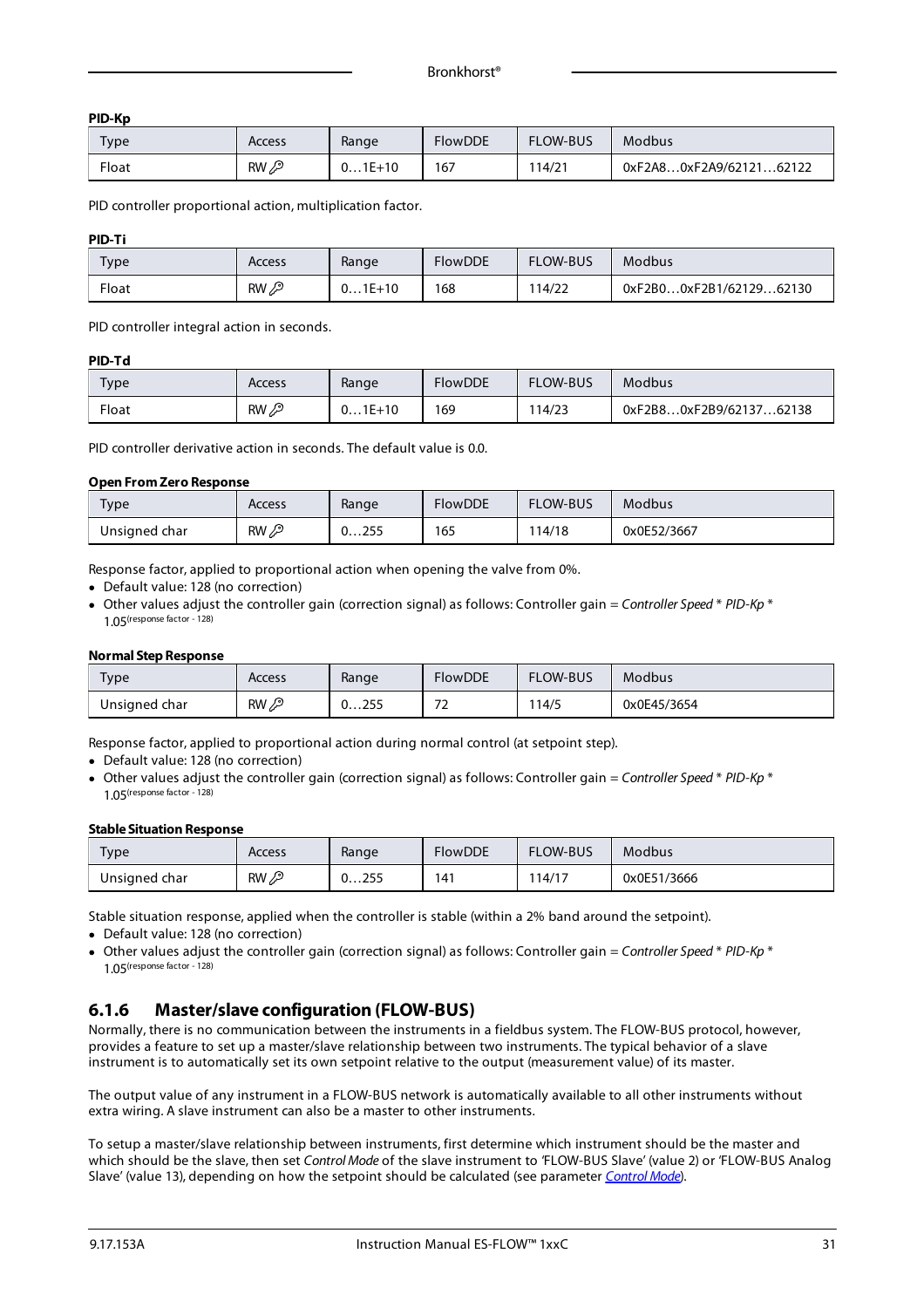**PID-Kp**

| Type | Access | Range | FlowDDE | FLOW-BUS | Modbus |
|---|---|---|---|---|---|
| Float | RW 🔑 | 0…1E+10 | 167 | 114/21 | 0xF2A8…0xF2A9/62121…62122 |

PID controller proportional action, multiplication factor.

**PID-Ti**

| Type | Access | Range | FlowDDE | FLOW-BUS | Modbus |
|---|---|---|---|---|---|
| Float | RW 🔑 | 0…1E+10 | 168 | 114/22 | 0xF2B0…0xF2B1/62129…62130 |

PID controller integral action in seconds.

**PID-Td**

| Type | Access | Range | FlowDDE | FLOW-BUS | Modbus |
|---|---|---|---|---|---|
| Float | RW 🔑 | 0…1E+10 | 169 | 114/23 | 0xF2B8…0xF2B9/62137…62138 |

PID controller derivative action in seconds. The default value is 0.0.

**Open From Zero Response**

| Type | Access | Range | FlowDDE | FLOW-BUS | Modbus |
|---|---|---|---|---|---|
| Unsigned char | RW 🔑 | 0…255 | 165 | 114/18 | 0x0E52/3667 |

Response factor, applied to proportional action when opening the valve from 0%.

- Default value: 128 (no correction)
- Other values adjust the controller gain (correction signal) as follows: Controller gain = *Controller Speed* * *PID-Kp* * $1.05^{(\text{response factor - 128})}$

**Normal Step Response**

| Type | Access | Range | FlowDDE | FLOW-BUS | Modbus |
|---|---|---|---|---|---|
| Unsigned char | RW 🔑 | 0…255 | 72 | 114/5 | 0x0E45/3654 |

Response factor, applied to proportional action during normal control (at setpoint step).

- Default value: 128 (no correction)
- Other values adjust the controller gain (correction signal) as follows: Controller gain = *Controller Speed* * *PID-Kp* * $1.05^{(\text{response factor - 128})}$

**Stable Situation Response**

| Type | Access | Range | FlowDDE | FLOW-BUS | Modbus |
|---|---|---|---|---|---|
| Unsigned char | RW 🔑 | 0…255 | 141 | 114/17 | 0x0E51/3666 |

Stable situation response, applied when the controller is stable (within a 2% band around the setpoint).

- Default value: 128 (no correction)
- Other values adjust the controller gain (correction signal) as follows: Controller gain = *Controller Speed* * *PID-Kp* * $1.05^{(\text{response factor - 128})}$

### 6.1.6 Master/slave configuration (FLOW-BUS)

Normally, there is no communication between the instruments in a fieldbus system. The FLOW-BUS protocol, however, provides a feature to set up a master/slave relationship between two instruments. The typical behavior of a slave instrument is to automatically set its own setpoint relative to the output (measurement value) of its master.

The output value of any instrument in a FLOW-BUS network is automatically available to all other instruments without extra wiring. A slave instrument can also be a master to other instruments.

To setup a master/slave relationship between instruments, first determine which instrument should be the master and which should be the slave, then set *Control Mode* of the slave instrument to 'FLOW-BUS Slave' (value 2) or 'FLOW-BUS Analog Slave' (value 13), depending on how the setpoint should be calculated (see parameter *Control Mode*).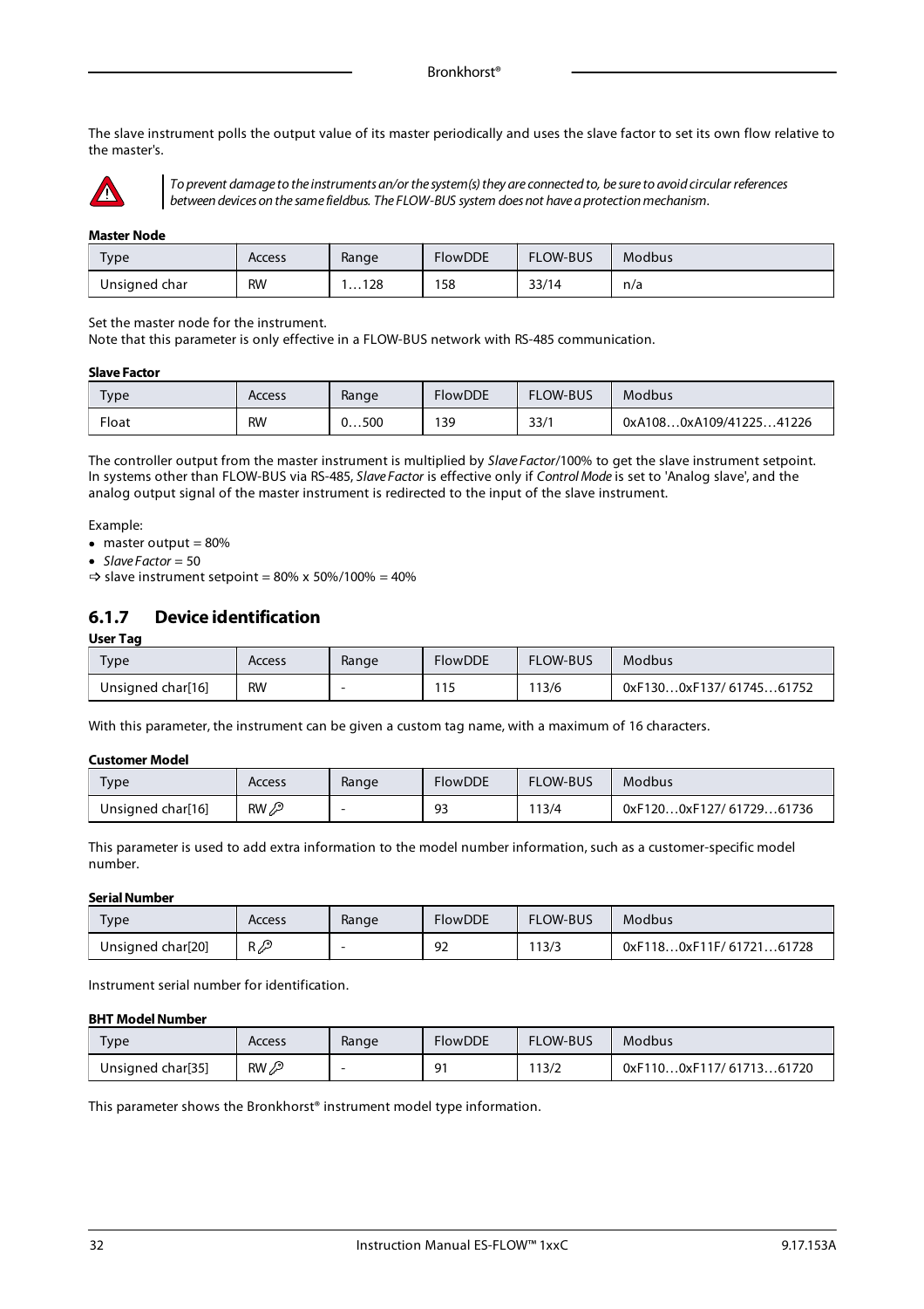The slave instrument polls the output value of its master periodically and uses the slave factor to set its own flow relative to the master's.

*To prevent damage to the instruments an/or the system(s) they are connected to, be sure to avoid circular references between devices on the same fieldbus. The FLOW-BUS system does not have a protection mechanism.*

**Master Node**

| Type | Access | Range | FlowDDE | FLOW-BUS | Modbus |
|---|---|---|---|---|---|
| Unsigned char | RW | 1…128 | 158 | 33/14 | n/a |

Set the master node for the instrument.
Note that this parameter is only effective in a FLOW-BUS network with RS-485 communication.

**Slave Factor**

| Type | Access | Range | FlowDDE | FLOW-BUS | Modbus |
|---|---|---|---|---|---|
| Float | RW | 0…500 | 139 | 33/1 | 0xA108…0xA109/41225…41226 |

The controller output from the master instrument is multiplied by *Slave Factor*/100% to get the slave instrument setpoint. In systems other than FLOW-BUS via RS-485, *Slave Factor* is effective only if *Control Mode* is set to 'Analog slave', and the analog output signal of the master instrument is redirected to the input of the slave instrument.

Example:

- master output = 80%
- *Slave Factor* = 50

⇨ slave instrument setpoint = 80% x 50%/100% = 40%

### 6.1.7 Device identification

**User Tag**

| Type | Access | Range | FlowDDE | FLOW-BUS | Modbus |
|---|---|---|---|---|---|
| Unsigned char[16] | RW | - | 115 | 113/6 | 0xF130…0xF137/ 61745…61752 |

With this parameter, the instrument can be given a custom tag name, with a maximum of 16 characters.

**Customer Model**

| Type | Access | Range | FlowDDE | FLOW-BUS | Modbus |
|---|---|---|---|---|---|
| Unsigned char[16] | RW 🔑 | - | 93 | 113/4 | 0xF120…0xF127/ 61729…61736 |

This parameter is used to add extra information to the model number information, such as a customer-specific model number.

**Serial Number**

| Type | Access | Range | FlowDDE | FLOW-BUS | Modbus |
|---|---|---|---|---|---|
| Unsigned char[20] | R 🔑 | - | 92 | 113/3 | 0xF118…0xF11F/ 61721…61728 |

Instrument serial number for identification.

**BHT Model Number**

| Type | Access | Range | FlowDDE | FLOW-BUS | Modbus |
|---|---|---|---|---|---|
| Unsigned char[35] | RW 🔑 | - | 91 | 113/2 | 0xF110…0xF117/ 61713…61720 |

This parameter shows the Bronkhorst® instrument model type information.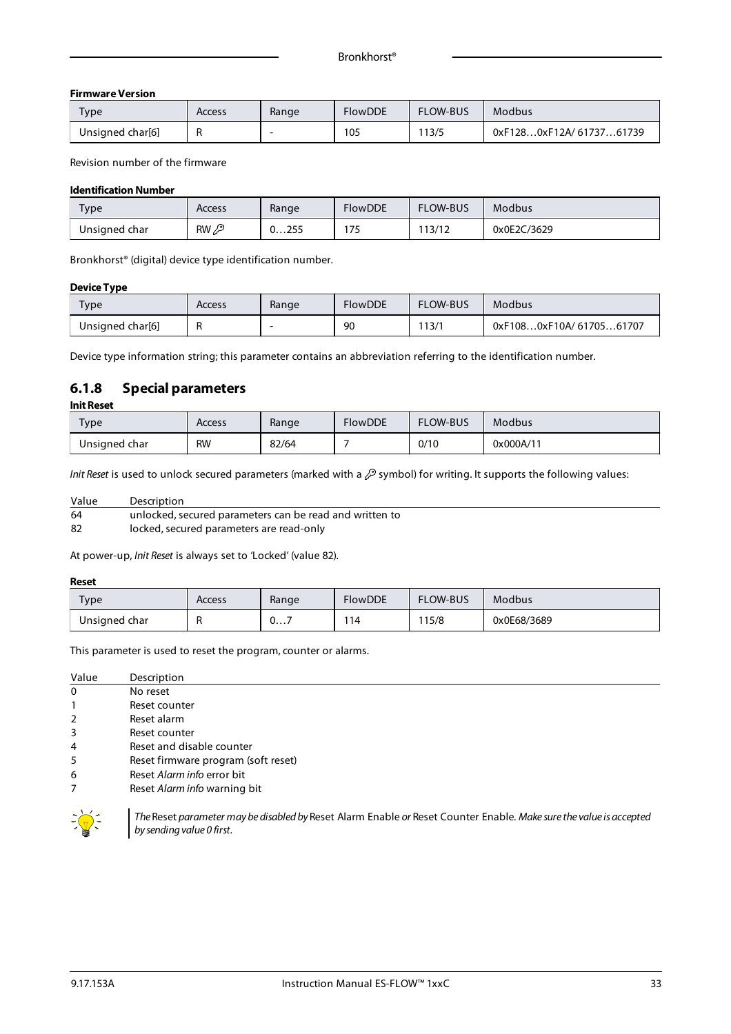**Firmware Version**

| Type | Access | Range | FlowDDE | FLOW-BUS | Modbus |
|---|---|---|---|---|---|
| Unsigned char[6] | R | - | 105 | 113/5 | 0xF128…0xF12A/ 61737…61739 |

Revision number of the firmware

**Identification Number**

| Type | Access | Range | FlowDDE | FLOW-BUS | Modbus |
|---|---|---|---|---|---|
| Unsigned char | RW 🔑 | 0…255 | 175 | 113/12 | 0x0E2C/3629 |

Bronkhorst® (digital) device type identification number.

**Device Type**

| Type | Access | Range | FlowDDE | FLOW-BUS | Modbus |
|---|---|---|---|---|---|
| Unsigned char[6] | R | - | 90 | 113/1 | 0xF108…0xF10A/ 61705…61707 |

Device type information string; this parameter contains an abbreviation referring to the identification number.

### 6.1.8 Special parameters

**Init Reset**

| Type | Access | Range | FlowDDE | FLOW-BUS | Modbus |
|---|---|---|---|---|---|
| Unsigned char | RW | 82/64 | 7 | 0/10 | 0x000A/11 |

*Init Reset* is used to unlock secured parameters (marked with a 🔑 symbol) for writing. It supports the following values:

| Value | Description |
|---|---|
| 64 | unlocked, secured parameters can be read and written to |
| 82 | locked, secured parameters are read-only |

At power-up, *Init Reset* is always set to 'Locked' (value 82).

**Reset**

| Type | Access | Range | FlowDDE | FLOW-BUS | Modbus |
|---|---|---|---|---|---|
| Unsigned char | R | 0…7 | 114 | 115/8 | 0x0E68/3689 |

This parameter is used to reset the program, counter or alarms.

| Value | Description |
|---|---|
| 0 | No reset |
| 1 | Reset counter |
| 2 | Reset alarm |
| 3 | Reset counter |
| 4 | Reset and disable counter |
| 5 | Reset firmware program (soft reset) |
| 6 | Reset *Alarm info* error bit |
| 7 | Reset *Alarm info* warning bit |

*The* Reset *parameter may be disabled by* Reset Alarm Enable *or* Reset Counter Enable. *Make sure the value is accepted by sending value 0 first.*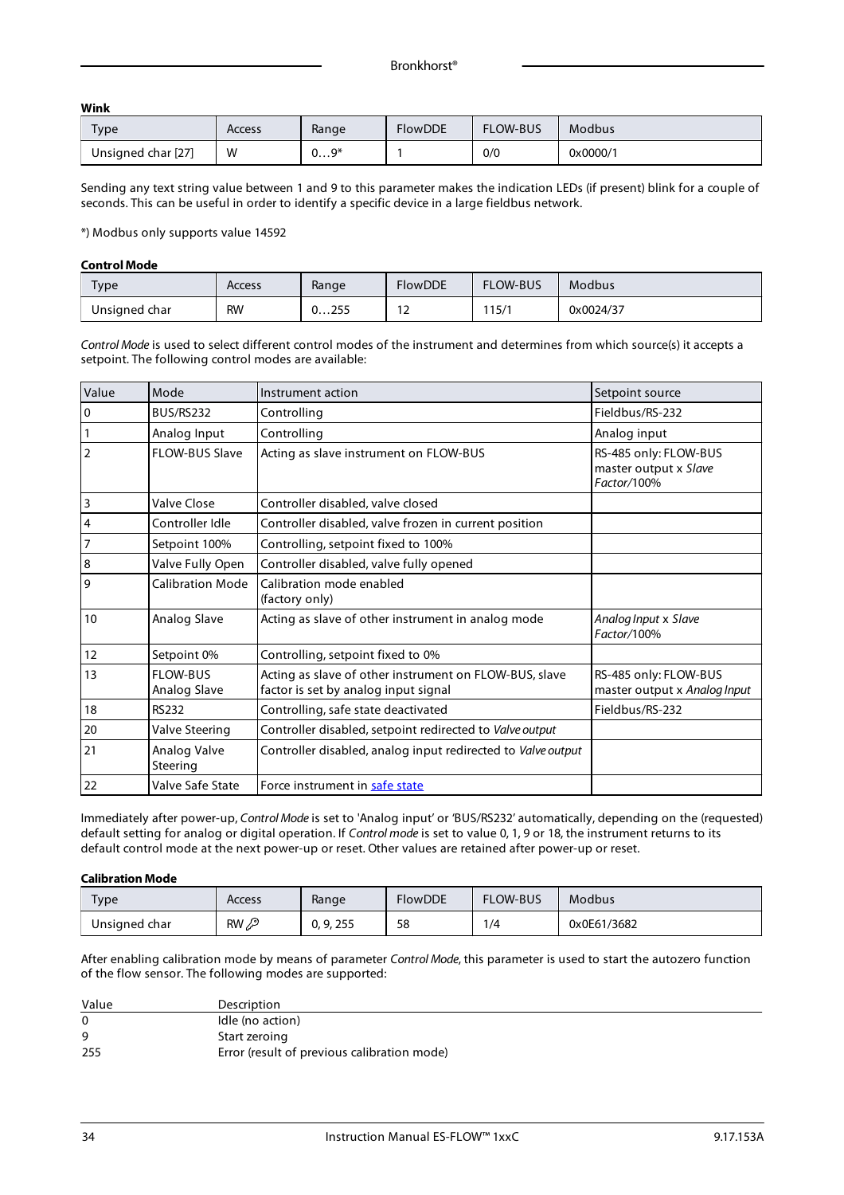**Wink**

| Type | Access | Range | FlowDDE | FLOW-BUS | Modbus |
|---|---|---|---|---|---|
| Unsigned char [27] | W | 0…9* | 1 | 0/0 | 0x0000/1 |

Sending any text string value between 1 and 9 to this parameter makes the indication LEDs (if present) blink for a couple of seconds. This can be useful in order to identify a specific device in a large fieldbus network.

*) Modbus only supports value 14592

**Control Mode**

| Type | Access | Range | FlowDDE | FLOW-BUS | Modbus |
|---|---|---|---|---|---|
| Unsigned char | RW | 0…255 | 12 | 115/1 | 0x0024/37 |

*Control Mode* is used to select different control modes of the instrument and determines from which source(s) it accepts a setpoint. The following control modes are available:

| Value | Mode | Instrument action | Setpoint source |
|---|---|---|---|
| 0 | BUS/RS232 | Controlling | Fieldbus/RS-232 |
| 1 | Analog Input | Controlling | Analog input |
| 2 | FLOW-BUS Slave | Acting as slave instrument on FLOW-BUS | RS-485 only: FLOW-BUS master output x *Slave Factor*/100% |
| 3 | Valve Close | Controller disabled, valve closed | |
| 4 | Controller Idle | Controller disabled, valve frozen in current position | |
| 7 | Setpoint 100% | Controlling, setpoint fixed to 100% | |
| 8 | Valve Fully Open | Controller disabled, valve fully opened | |
| 9 | Calibration Mode | Calibration mode enabled (factory only) | |
| 10 | Analog Slave | Acting as slave of other instrument in analog mode | *Analog Input* x *Slave Factor*/100% |
| 12 | Setpoint 0% | Controlling, setpoint fixed to 0% | |
| 13 | FLOW-BUS Analog Slave | Acting as slave of other instrument on FLOW-BUS, slave factor is set by analog input signal | RS-485 only: FLOW-BUS master output x *Analog Input* |
| 18 | RS232 | Controlling, safe state deactivated | Fieldbus/RS-232 |
| 20 | Valve Steering | Controller disabled, setpoint redirected to *Valve output* | |
| 21 | Analog Valve Steering | Controller disabled, analog input redirected to *Valve output* | |
| 22 | Valve Safe State | Force instrument in safe state | |

Immediately after power-up, *Control Mode* is set to 'Analog input' or 'BUS/RS232' automatically, depending on the (requested) default setting for analog or digital operation. If *Control mode* is set to value 0, 1, 9 or 18, the instrument returns to its default control mode at the next power-up or reset. Other values are retained after power-up or reset.

**Calibration Mode**

| Type | Access | Range | FlowDDE | FLOW-BUS | Modbus |
|---|---|---|---|---|---|
| Unsigned char | RW 🔑 | 0, 9, 255 | 58 | 1/4 | 0x0E61/3682 |

After enabling calibration mode by means of parameter *Control Mode*, this parameter is used to start the autozero function of the flow sensor. The following modes are supported:

| Value | Description |
|---|---|
| 0 | Idle (no action) |
| 9 | Start zeroing |
| 255 | Error (result of previous calibration mode) |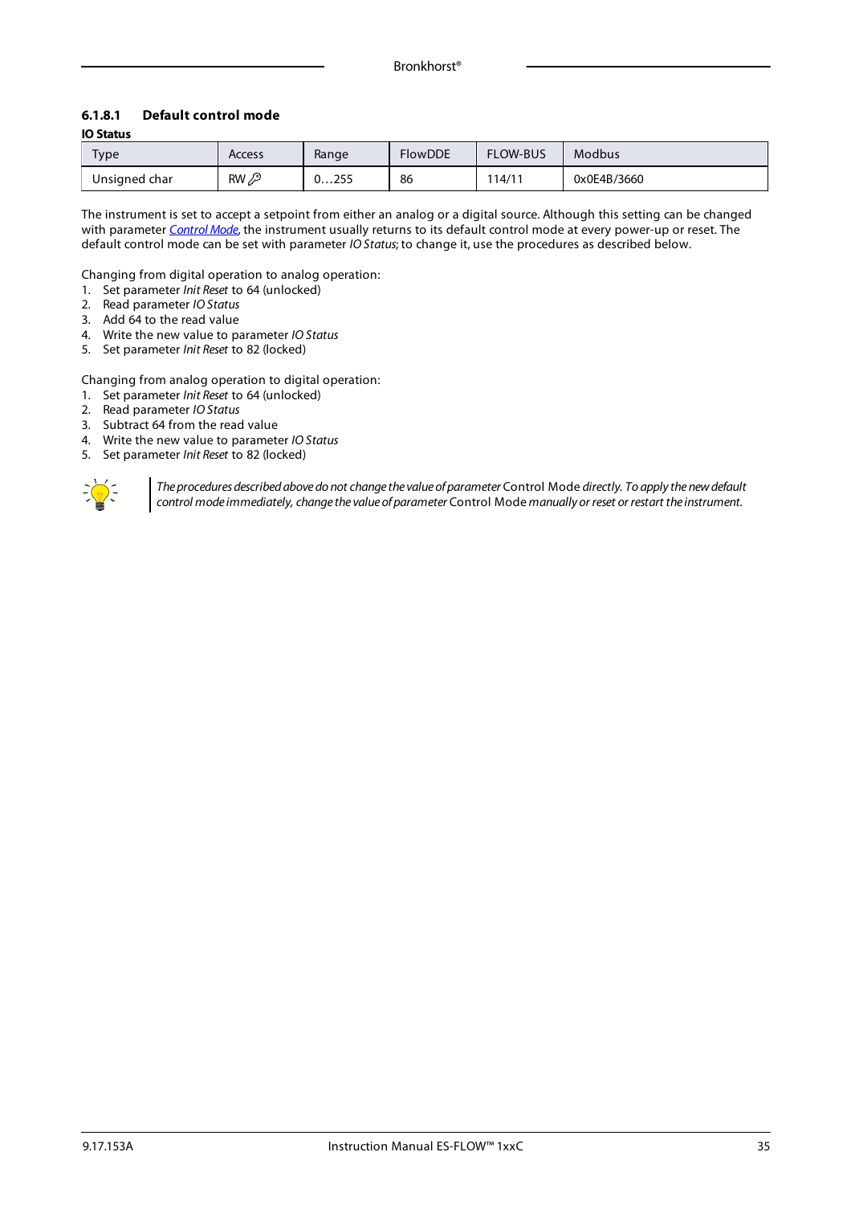#### 6.1.8.1 Default control mode

**IO Status**

| Type | Access | Range | FlowDDE | FLOW-BUS | Modbus |
|---|---|---|---|---|---|
| Unsigned char | RW 🔑 | 0…255 | 86 | 114/11 | 0x0E4B/3660 |

The instrument is set to accept a setpoint from either an analog or a digital source. Although this setting can be changed with parameter *Control Mode*, the instrument usually returns to its default control mode at every power-up or reset. The default control mode can be set with parameter *IO Status*; to change it, use the procedures as described below.

Changing from digital operation to analog operation:

1. Set parameter *Init Reset* to 64 (unlocked)
2. Read parameter *IO Status*
3. Add 64 to the read value
4. Write the new value to parameter *IO Status*
5. Set parameter *Init Reset* to 82 (locked)

Changing from analog operation to digital operation:

1. Set parameter *Init Reset* to 64 (unlocked)
2. Read parameter *IO Status*
3. Subtract 64 from the read value
4. Write the new value to parameter *IO Status*
5. Set parameter *Init Reset* to 82 (locked)

*The procedures described above do not change the value of parameter* Control Mode *directly. To apply the new default control mode immediately, change the value of parameter* Control Mode *manually or reset or restart the instrument.*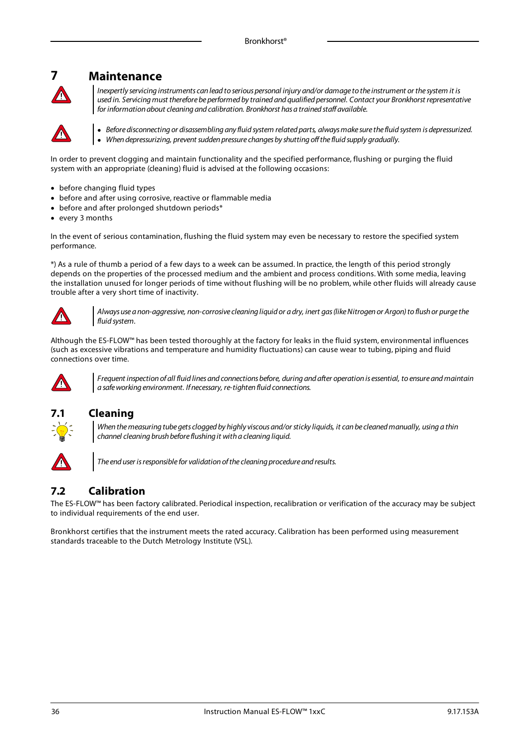# 7 Maintenance

*Inexpertly servicing instruments can lead to serious personal injury and/or damage to the instrument or the system it is used in. Servicing must therefore be performed by trained and qualified personnel. Contact your Bronkhorst representative for information about cleaning and calibration. Bronkhorst has a trained staff available.*

- *Before disconnecting or disassembling any fluid system related parts, always make sure the fluid system is depressurized.*
- *When depressurizing, prevent sudden pressure changes by shutting off the fluid supply gradually.*

In order to prevent clogging and maintain functionality and the specified performance, flushing or purging the fluid system with an appropriate (cleaning) fluid is advised at the following occasions:

- before changing fluid types
- before and after using corrosive, reactive or flammable media
- before and after prolonged shutdown periods*
- every 3 months

In the event of serious contamination, flushing the fluid system may even be necessary to restore the specified system performance.

*) As a rule of thumb a period of a few days to a week can be assumed. In practice, the length of this period strongly depends on the properties of the processed medium and the ambient and process conditions. With some media, leaving the installation unused for longer periods of time without flushing will be no problem, while other fluids will already cause trouble after a very short time of inactivity.

*Always use a non-aggressive, non-corrosive cleaning liquid or a dry, inert gas (like Nitrogen or Argon) to flush or purge the fluid system.*

Although the ES-FLOW™ has been tested thoroughly at the factory for leaks in the fluid system, environmental influences (such as excessive vibrations and temperature and humidity fluctuations) can cause wear to tubing, piping and fluid connections over time.

*Frequent inspection of all fluid lines and connections before, during and after operation is essential, to ensure and maintain a safe working environment. If necessary, re-tighten fluid connections.*

## 7.1 Cleaning

*When the measuring tube gets clogged by highly viscous and/or sticky liquids, it can be cleaned manually, using a thin channel cleaning brush before flushing it with a cleaning liquid.*

*The end user is responsible for validation of the cleaning procedure and results.*

## 7.2 Calibration

The ES-FLOW™ has been factory calibrated. Periodical inspection, recalibration or verification of the accuracy may be subject to individual requirements of the end user.

Bronkhorst certifies that the instrument meets the rated accuracy. Calibration has been performed using measurement standards traceable to the Dutch Metrology Institute (VSL).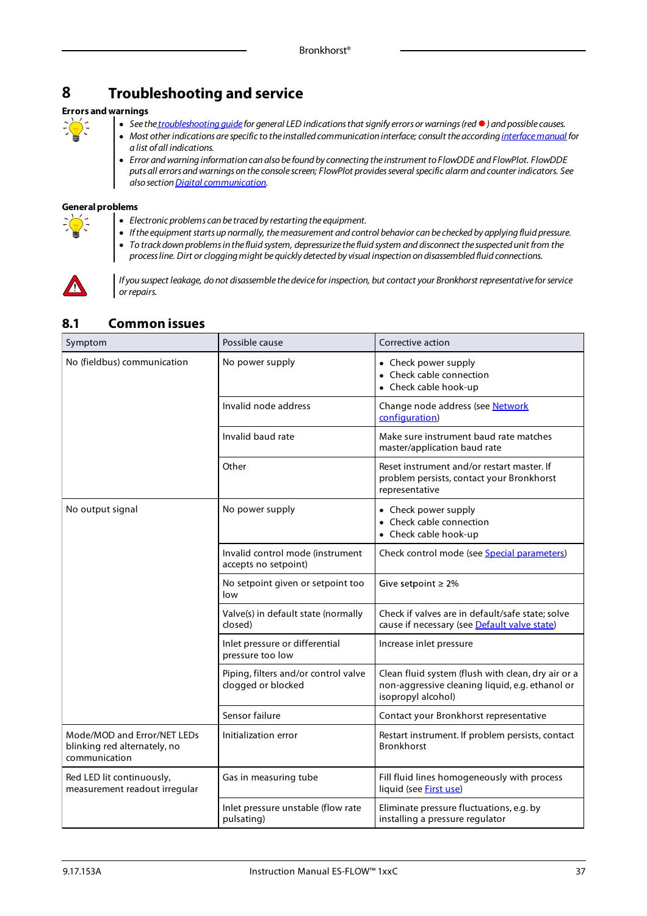# 8 Troubleshooting and service

**Errors and warnings**

- *See the troubleshooting guide for general LED indications that signify errors or warnings (red ● ) and possible causes.*
- *Most other indications are specific to the installed communication interface; consult the according interface manual for a list of all indications.*
- *Error and warning information can also be found by connecting the instrument to FlowDDE and FlowPlot. FlowDDE puts all errors and warnings on the console screen; FlowPlot provides several specific alarm and counter indicators. See also section Digital communication.*

**General problems**

- *Electronic problems can be traced by restarting the equipment.*
- *If the equipment starts up normally, the measurement and control behavior can be checked by applying fluid pressure.*
- *To track down problems in the fluid system, depressurize the fluid system and disconnect the suspected unit from the process line. Dirt or clogging might be quickly detected by visual inspection on disassembled fluid connections.*

*If you suspect leakage, do not disassemble the device for inspection, but contact your Bronkhorst representative for service or repairs.*

## 8.1 Common issues

| Symptom | Possible cause | Corrective action |
|---|---|---|
| No (fieldbus) communication | No power supply | • Check power supply<br>• Check cable connection<br>• Check cable hook-up |
| | Invalid node address | Change node address (see Network configuration) |
| | Invalid baud rate | Make sure instrument baud rate matches master/application baud rate |
| | Other | Reset instrument and/or restart master. If problem persists, contact your Bronkhorst representative |
| No output signal | No power supply | • Check power supply<br>• Check cable connection<br>• Check cable hook-up |
| | Invalid control mode (instrument accepts no setpoint) | Check control mode (see Special parameters) |
| | No setpoint given or setpoint too low | Give setpoint ≥ 2% |
| | Valve(s) in default state (normally closed) | Check if valves are in default/safe state; solve cause if necessary (see Default valve state) |
| | Inlet pressure or differential pressure too low | Increase inlet pressure |
| | Piping, filters and/or control valve clogged or blocked | Clean fluid system (flush with clean, dry air or a non-aggressive cleaning liquid, e.g. ethanol or isopropyl alcohol) |
| | Sensor failure | Contact your Bronkhorst representative |
| Mode/MOD and Error/NET LEDs blinking red alternately, no communication | Initialization error | Restart instrument. If problem persists, contact Bronkhorst |
| Red LED lit continuously, measurement readout irregular | Gas in measuring tube | Fill fluid lines homogeneously with process liquid (see First use) |
| | Inlet pressure unstable (flow rate pulsating) | Eliminate pressure fluctuations, e.g. by installing a pressure regulator |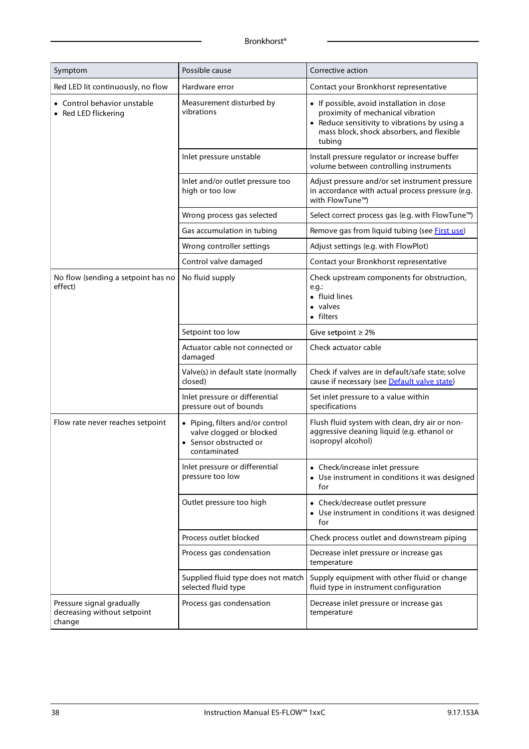| Symptom | Possible cause | Corrective action |
|---|---|---|
| Red LED lit continuously, no flow | Hardware error | Contact your Bronkhorst representative |
| • Control behavior unstable<br>• Red LED flickering | Measurement disturbed by vibrations | • If possible, avoid installation in close proximity of mechanical vibration<br>• Reduce sensitivity to vibrations by using a mass block, shock absorbers, and flexible tubing |
| | Inlet pressure unstable | Install pressure regulator or increase buffer volume between controlling instruments |
| | Inlet and/or outlet pressure too high or too low | Adjust pressure and/or set instrument pressure in accordance with actual process pressure (e.g. with FlowTune™) |
| | Wrong process gas selected | Select correct process gas (e.g. with FlowTune™) |
| | Gas accumulation in tubing | Remove gas from liquid tubing (see First use) |
| | Wrong controller settings | Adjust settings (e.g. with FlowPlot) |
| | Control valve damaged | Contact your Bronkhorst representative |
| No flow (sending a setpoint has no effect) | No fluid supply | Check upstream components for obstruction, e.g.:<br>• fluid lines<br>• valves<br>• filters |
| | Setpoint too low | Give setpoint ≥ 2% |
| | Actuator cable not connected or damaged | Check actuator cable |
| | Valve(s) in default state (normally closed) | Check if valves are in default/safe state; solve cause if necessary (see Default valve state) |
| | Inlet pressure or differential pressure out of bounds | Set inlet pressure to a value within specifications |
| Flow rate never reaches setpoint | • Piping, filters and/or control valve clogged or blocked<br>• Sensor obstructed or contaminated | Flush fluid system with clean, dry air or non-aggressive cleaning liquid (e.g. ethanol or isopropyl alcohol) |
| | Inlet pressure or differential pressure too low | • Check/increase inlet pressure<br>• Use instrument in conditions it was designed for |
| | Outlet pressure too high | • Check/decrease outlet pressure<br>• Use instrument in conditions it was designed for |
| | Process outlet blocked | Check process outlet and downstream piping |
| | Process gas condensation | Decrease inlet pressure or increase gas temperature |
| | Supplied fluid type does not match selected fluid type | Supply equipment with other fluid or change fluid type in instrument configuration |
| Pressure signal gradually decreasing without setpoint change | Process gas condensation | Decrease inlet pressure or increase gas temperature |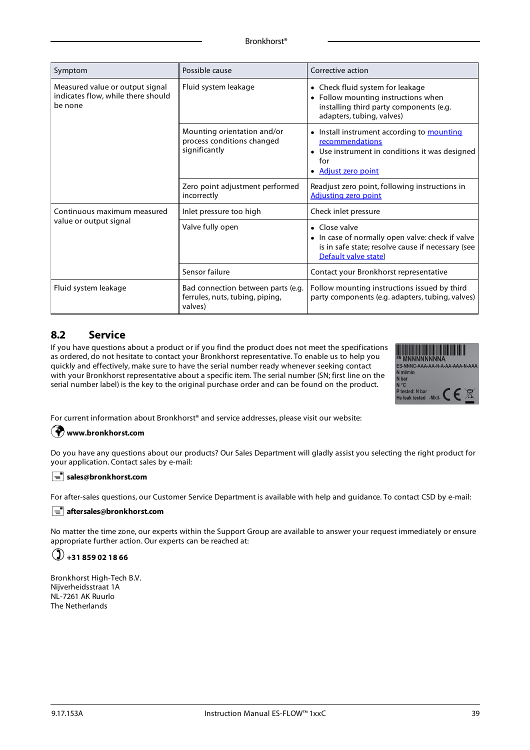| Symptom | Possible cause | Corrective action |
| --- | --- | --- |
| Measured value or output signal indicates flow, while there should be none | Fluid system leakage | • Check fluid system for leakage<br>• Follow mounting instructions when installing third party components (e.g. adapters, tubing, valves) |
| | Mounting orientation and/or process conditions changed significantly | • Install instrument according to mounting recommendations<br>• Use instrument in conditions it was designed for<br>• Adjust zero point |
| | Zero point adjustment performed incorrectly | Readjust zero point, following instructions in Adjusting zero point |
| Continuous maximum measured value or output signal | Inlet pressure too high | Check inlet pressure |
| | Valve fully open | • Close valve<br>• In case of normally open valve: check if valve is in safe state; resolve cause if necessary (see Default valve state) |
| | Sensor failure | Contact your Bronkhorst representative |
| Fluid system leakage | Bad connection between parts (e.g. ferrules, nuts, tubing, piping, valves) | Follow mounting instructions issued by third party components (e.g. adapters, tubing, valves) |

## 8.2 Service

If you have questions about a product or if you find the product does not meet the specifications as ordered, do not hesitate to contact your Bronkhorst representative. To enable us to help you quickly and effectively, make sure to have the serial number ready whenever seeking contact with your Bronkhorst representative about a specific item. The serial number (SN; first line on the serial number label) is the key to the original purchase order and can be found on the product.

SN MNNNNNNNNA
ES-NNNC-AAA-AA-N-A-AA-AAA-N-AAA
N ml/min
N bar
N °C
P tested: N bar
He leak tested -MkII-

For current information about Bronkhorst® and service addresses, please visit our website:

**www.bronkhorst.com**

Do you have any questions about our products? Our Sales Department will gladly assist you selecting the right product for your application. Contact sales by e-mail:

**sales@bronkhorst.com**

For after-sales questions, our Customer Service Department is available with help and guidance. To contact CSD by e-mail:

**aftersales@bronkhorst.com**

No matter the time zone, our experts within the Support Group are available to answer your request immediately or ensure appropriate further action. Our experts can be reached at:

**+31 859 02 18 66**

Bronkhorst High-Tech B.V.
Nijverheidsstraat 1A
NL-7261 AK Ruurlo
The Netherlands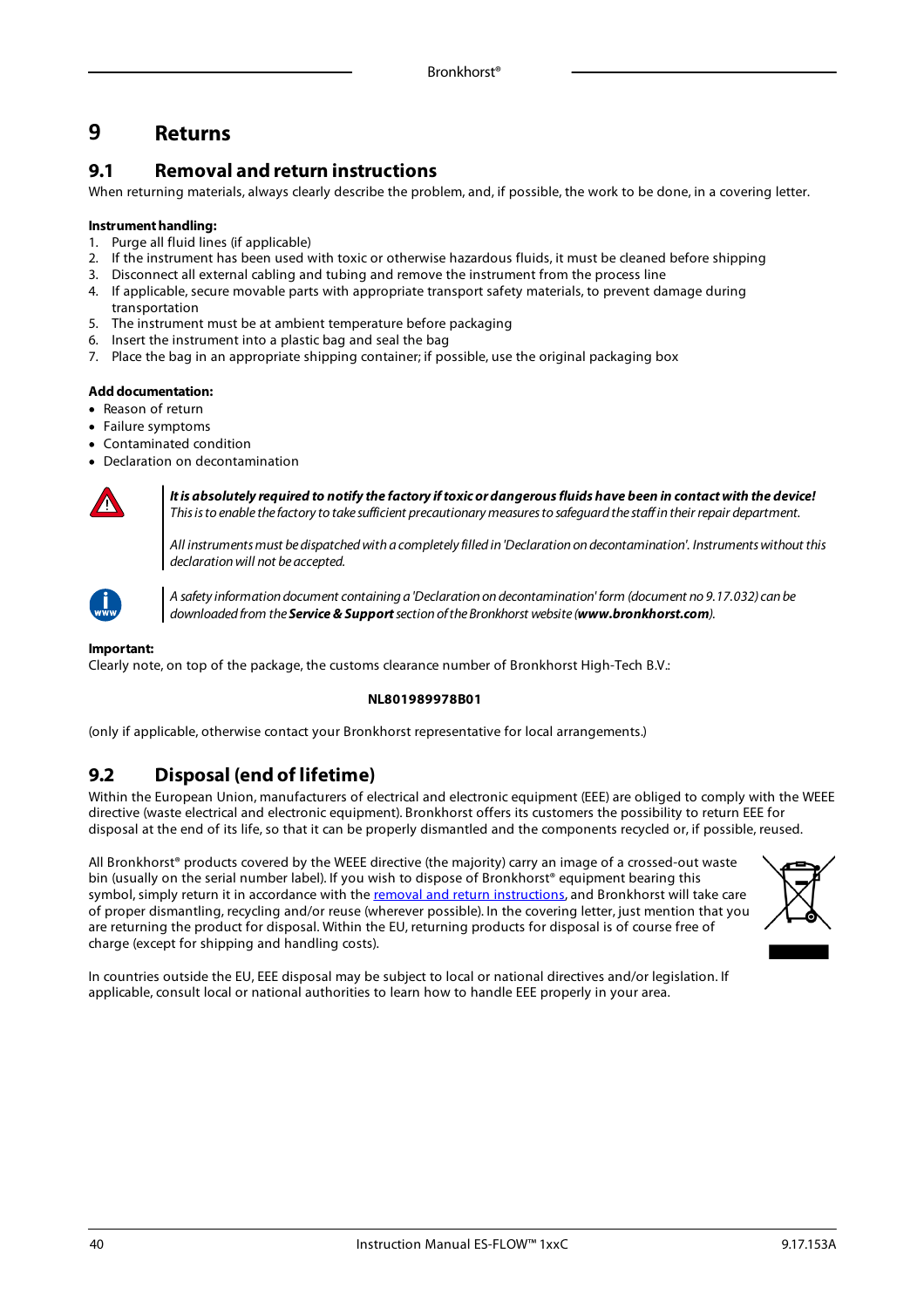# 9 Returns

## 9.1 Removal and return instructions

When returning materials, always clearly describe the problem, and, if possible, the work to be done, in a covering letter.

**Instrument handling:**

1. Purge all fluid lines (if applicable)
2. If the instrument has been used with toxic or otherwise hazardous fluids, it must be cleaned before shipping
3. Disconnect all external cabling and tubing and remove the instrument from the process line
4. If applicable, secure movable parts with appropriate transport safety materials, to prevent damage during transportation
5. The instrument must be at ambient temperature before packaging
6. Insert the instrument into a plastic bag and seal the bag
7. Place the bag in an appropriate shipping container; if possible, use the original packaging box

**Add documentation:**

- Reason of return
- Failure symptoms
- Contaminated condition
- Declaration on decontamination

***It is absolutely required to notify the factory if toxic or dangerous fluids have been in contact with the device!***
*This is to enable the factory to take sufficient precautionary measures to safeguard the staff in their repair department.*

*All instruments must be dispatched with a completely filled in 'Declaration on decontamination'. Instruments without this declaration will not be accepted.*

*A safety information document containing a 'Declaration on decontamination' form (document no 9.17.032) can be downloaded from the* ***Service & Support*** *section of the Bronkhorst website (****www.bronkhorst.com****).*

**Important:**
Clearly note, on top of the package, the customs clearance number of Bronkhorst High-Tech B.V.:

**NL801989978B01**

(only if applicable, otherwise contact your Bronkhorst representative for local arrangements.)

## 9.2 Disposal (end of lifetime)

Within the European Union, manufacturers of electrical and electronic equipment (EEE) are obliged to comply with the WEEE directive (waste electrical and electronic equipment). Bronkhorst offers its customers the possibility to return EEE for disposal at the end of its life, so that it can be properly dismantled and the components recycled or, if possible, reused.

All Bronkhorst® products covered by the WEEE directive (the majority) carry an image of a crossed-out waste bin (usually on the serial number label). If you wish to dispose of Bronkhorst® equipment bearing this symbol, simply return it in accordance with the removal and return instructions, and Bronkhorst will take care of proper dismantling, recycling and/or reuse (wherever possible). In the covering letter, just mention that you are returning the product for disposal. Within the EU, returning products for disposal is of course free of charge (except for shipping and handling costs).

In countries outside the EU, EEE disposal may be subject to local or national directives and/or legislation. If applicable, consult local or national authorities to learn how to handle EEE properly in your area.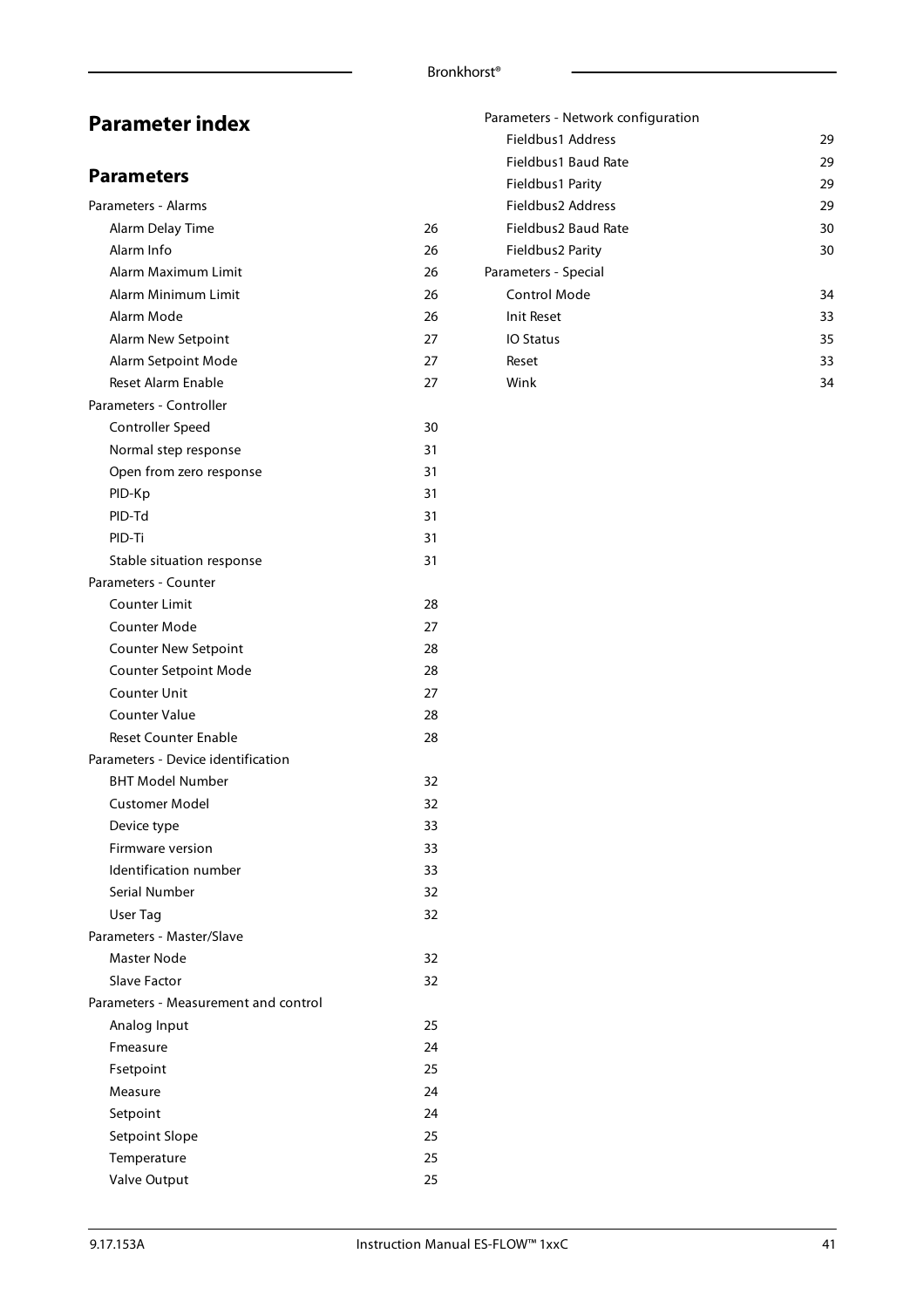# Parameter index

## Parameters

| | |
|---|---|
| Parameters - Alarms | |
| Alarm Delay Time | 26 |
| Alarm Info | 26 |
| Alarm Maximum Limit | 26 |
| Alarm Minimum Limit | 26 |
| Alarm Mode | 26 |
| Alarm New Setpoint | 27 |
| Alarm Setpoint Mode | 27 |
| Reset Alarm Enable | 27 |
| Parameters - Controller | |
| Controller Speed | 30 |
| Normal step response | 31 |
| Open from zero response | 31 |
| PID-Kp | 31 |
| PID-Td | 31 |
| PID-Ti | 31 |
| Stable situation response | 31 |
| Parameters - Counter | |
| Counter Limit | 28 |
| Counter Mode | 27 |
| Counter New Setpoint | 28 |
| Counter Setpoint Mode | 28 |
| Counter Unit | 27 |
| Counter Value | 28 |
| Reset Counter Enable | 28 |
| Parameters - Device identification | |
| BHT Model Number | 32 |
| Customer Model | 32 |
| Device type | 33 |
| Firmware version | 33 |
| Identification number | 33 |
| Serial Number | 32 |
| User Tag | 32 |
| Parameters - Master/Slave | |
| Master Node | 32 |
| Slave Factor | 32 |
| Parameters - Measurement and control | |
| Analog Input | 25 |
| Fmeasure | 24 |
| Fsetpoint | 25 |
| Measure | 24 |
| Setpoint | 24 |
| Setpoint Slope | 25 |
| Temperature | 25 |
| Valve Output | 25 |
| Parameters - Network configuration | |
| Fieldbus1 Address | 29 |
| Fieldbus1 Baud Rate | 29 |
| Fieldbus1 Parity | 29 |
| Fieldbus2 Address | 29 |
| Fieldbus2 Baud Rate | 30 |
| Fieldbus2 Parity | 30 |
| Parameters - Special | |
| Control Mode | 34 |
| Init Reset | 33 |
| IO Status | 35 |
| Reset | 33 |
| Wink | 34 |